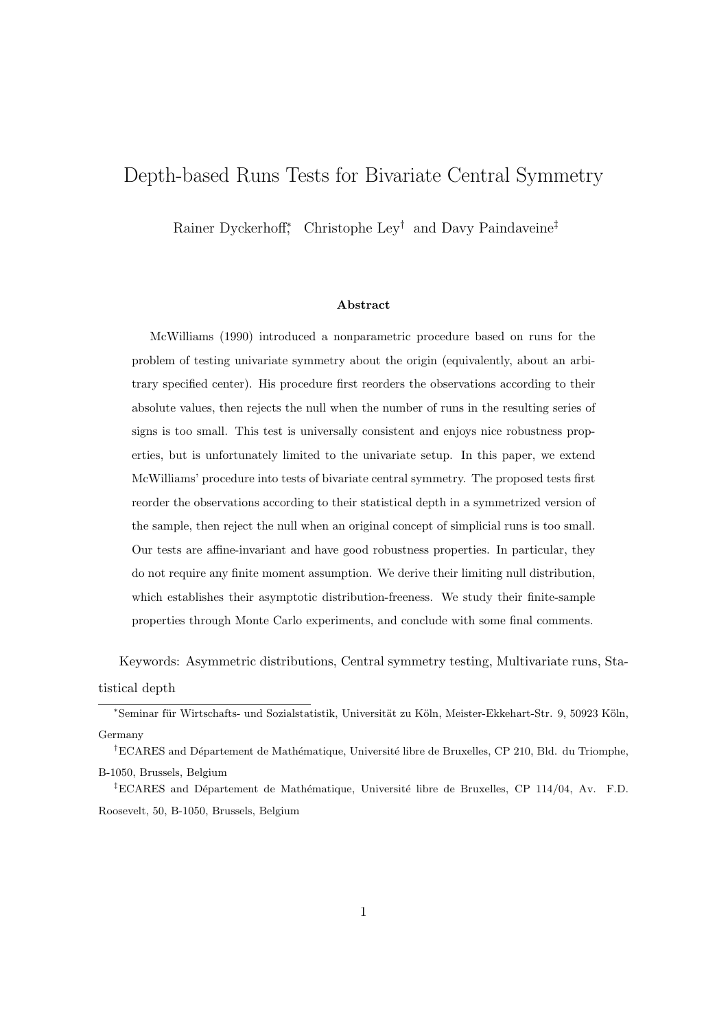# Depth-based Runs Tests for Bivariate Central Symmetry

Rainer Dyckerhoff[*], Christophe Ley[†] and Davy Paindaveine[‡]

### Abstract

McWilliams (1990) introduced a nonparametric procedure based on runs for the problem of testing univariate symmetry about the origin (equivalently, about an arbitrary specified center). His procedure first reorders the observations according to their absolute values, then rejects the null when the number of runs in the resulting series of signs is too small. This test is universally consistent and enjoys nice robustness properties, but is unfortunately limited to the univariate setup. In this paper, we extend McWilliams' procedure into tests of bivariate central symmetry. The proposed tests first reorder the observations according to their statistical depth in a symmetrized version of the sample, then reject the null when an original concept of simplicial runs is too small. Our tests are affine-invariant and have good robustness properties. In particular, they do not require any finite moment assumption. We derive their limiting null distribution, which establishes their asymptotic distribution-freeness. We study their finite-sample properties through Monte Carlo experiments, and conclude with some final comments.

Keywords: Asymmetric distributions, Central symmetry testing, Multivariate runs, Statistical depth

---

[*] Seminar für Wirtschafts- und Sozialstatistik, Universität zu Köln, Meister-Ekkehart-Str. 9, 50923 Köln, Germany

[†] ECARES and Département de Mathématique, Université libre de Bruxelles, CP 210, Bld. du Triomphe, B-1050, Brussels, Belgium

[‡] ECARES and Département de Mathématique, Université libre de Bruxelles, CP 114/04, Av. F.D. Roosevelt, 50, B-1050, Brussels, Belgium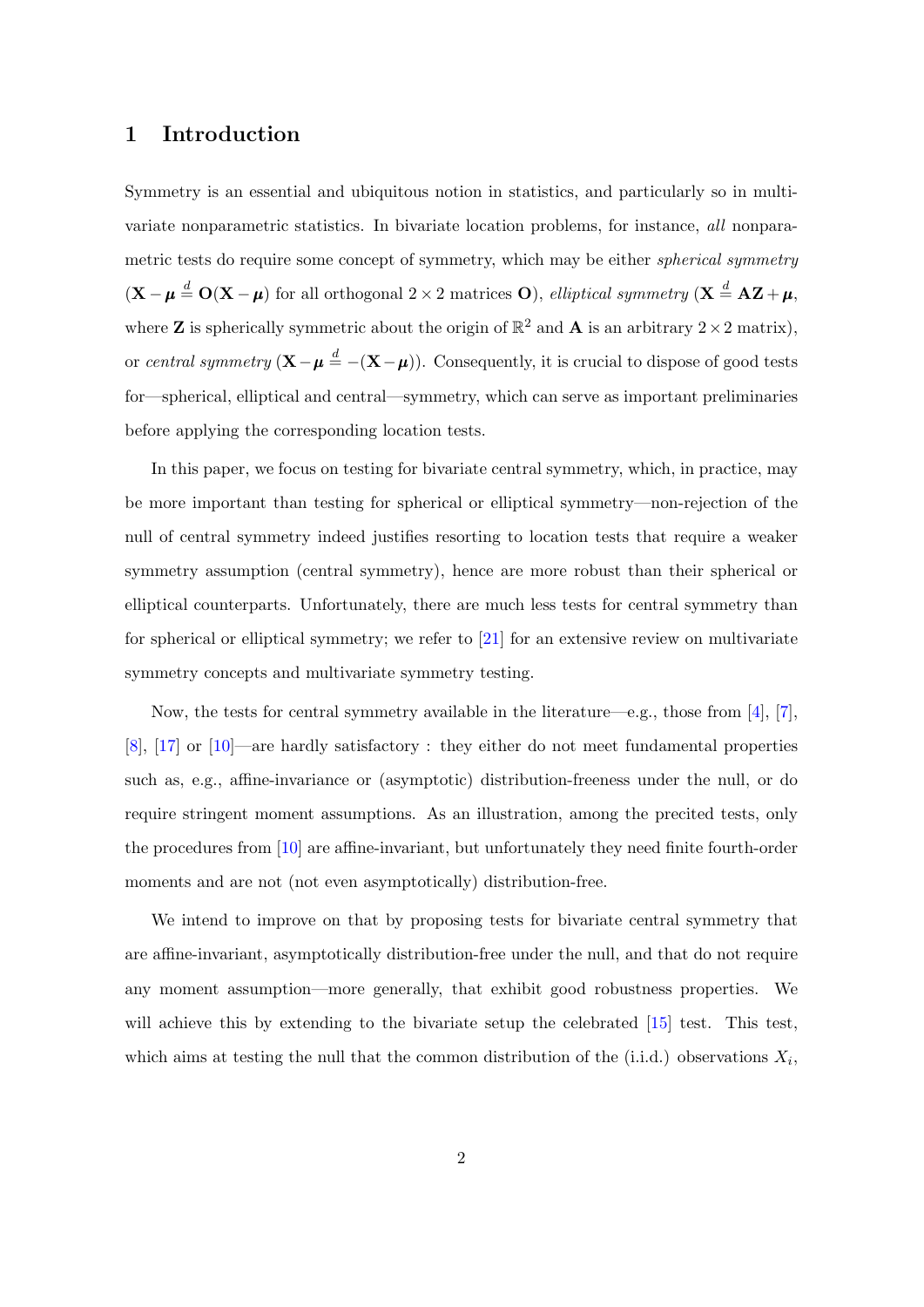# 1 Introduction

Symmetry is an essential and ubiquitous notion in statistics, and particularly so in multivariate nonparametric statistics. In bivariate location problems, for instance, *all* nonparametric tests do require some concept of symmetry, which may be either *spherical symmetry* ($\mathbf{X} - \boldsymbol{\mu} \stackrel{d}{=} \mathbf{O}(\mathbf{X} - \boldsymbol{\mu})$ for all orthogonal $2 \times 2$ matrices $\mathbf{O}$), *elliptical symmetry* ($\mathbf{X} \stackrel{d}{=} \mathbf{A}\mathbf{Z} + \boldsymbol{\mu}$, where $\mathbf{Z}$ is spherically symmetric about the origin of $\mathbb{R}^2$ and $\mathbf{A}$ is an arbitrary $2 \times 2$ matrix), or *central symmetry* ($\mathbf{X} - \boldsymbol{\mu} \stackrel{d}{=} -(\mathbf{X} - \boldsymbol{\mu})$). Consequently, it is crucial to dispose of good tests for—spherical, elliptical and central—symmetry, which can serve as important preliminaries before applying the corresponding location tests.

In this paper, we focus on testing for bivariate central symmetry, which, in practice, may be more important than testing for spherical or elliptical symmetry—non-rejection of the null of central symmetry indeed justifies resorting to location tests that require a weaker symmetry assumption (central symmetry), hence are more robust than their spherical or elliptical counterparts. Unfortunately, there are much less tests for central symmetry than for spherical or elliptical symmetry; we refer to [21] for an extensive review on multivariate symmetry concepts and multivariate symmetry testing.

Now, the tests for central symmetry available in the literature—e.g., those from [4], [7], [8], [17] or [10]—are hardly satisfactory : they either do not meet fundamental properties such as, e.g., affine-invariance or (asymptotic) distribution-freeness under the null, or do require stringent moment assumptions. As an illustration, among the precited tests, only the procedures from [10] are affine-invariant, but unfortunately they need finite fourth-order moments and are not (not even asymptotically) distribution-free.

We intend to improve on that by proposing tests for bivariate central symmetry that are affine-invariant, asymptotically distribution-free under the null, and that do not require any moment assumption—more generally, that exhibit good robustness properties. We will achieve this by extending to the bivariate setup the celebrated [15] test. This test, which aims at testing the null that the common distribution of the (i.i.d.) observations $X_i$,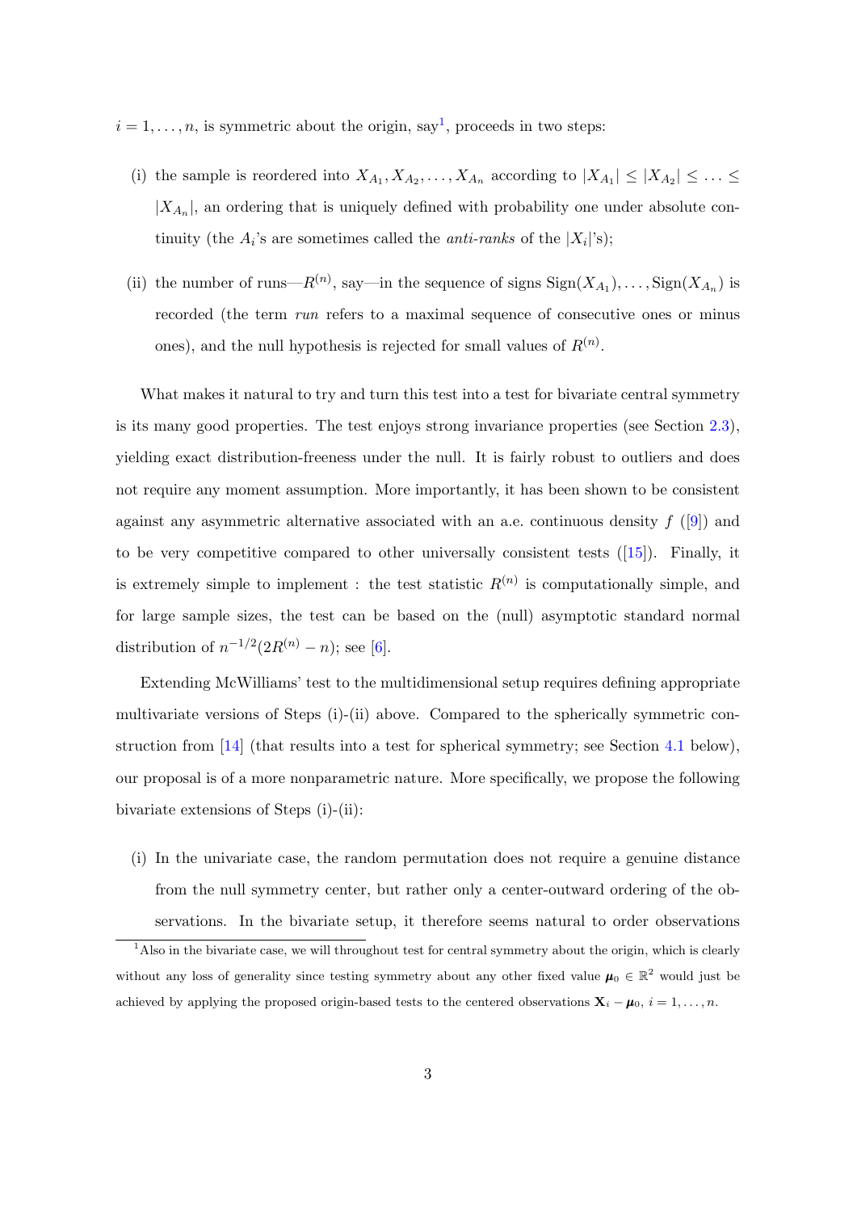$i = 1, \ldots, n$, is symmetric about the origin, say[1], proceeds in two steps:

(i) the sample is reordered into $X_{A_1}, X_{A_2}, \ldots, X_{A_n}$ according to $|X_{A_1}| \leq |X_{A_2}| \leq \ldots \leq |X_{A_n}|$, an ordering that is uniquely defined with probability one under absolute continuity (the $A_i$'s are sometimes called the *anti-ranks* of the $|X_i|$'s);

(ii) the number of runs—$R^{(n)}$, say—in the sequence of signs $\text{Sign}(X_{A_1}), \ldots, \text{Sign}(X_{A_n})$ is recorded (the term *run* refers to a maximal sequence of consecutive ones or minus ones), and the null hypothesis is rejected for small values of $R^{(n)}$.

What makes it natural to try and turn this test into a test for bivariate central symmetry is its many good properties. The test enjoys strong invariance properties (see Section 2.3), yielding exact distribution-freeness under the null. It is fairly robust to outliers and does not require any moment assumption. More importantly, it has been shown to be consistent against any asymmetric alternative associated with an a.e. continuous density $f$ ([9]) and to be very competitive compared to other universally consistent tests ([15]). Finally, it is extremely simple to implement : the test statistic $R^{(n)}$ is computationally simple, and for large sample sizes, the test can be based on the (null) asymptotic standard normal distribution of $n^{-1/2}(2R^{(n)} - n)$; see [6].

Extending McWilliams' test to the multidimensional setup requires defining appropriate multivariate versions of Steps (i)-(ii) above. Compared to the spherically symmetric construction from [14] (that results into a test for spherical symmetry; see Section 4.1 below), our proposal is of a more nonparametric nature. More specifically, we propose the following bivariate extensions of Steps (i)-(ii):

(i) In the univariate case, the random permutation does not require a genuine distance from the null symmetry center, but rather only a center-outward ordering of the observations. In the bivariate setup, it therefore seems natural to order observations

[1] Also in the bivariate case, we will throughout test for central symmetry about the origin, which is clearly without any loss of generality since testing symmetry about any other fixed value $\boldsymbol{\mu}_0 \in \mathbb{R}^2$ would just be achieved by applying the proposed origin-based tests to the centered observations $\mathbf{X}_i - \boldsymbol{\mu}_0$, $i = 1, \ldots, n$.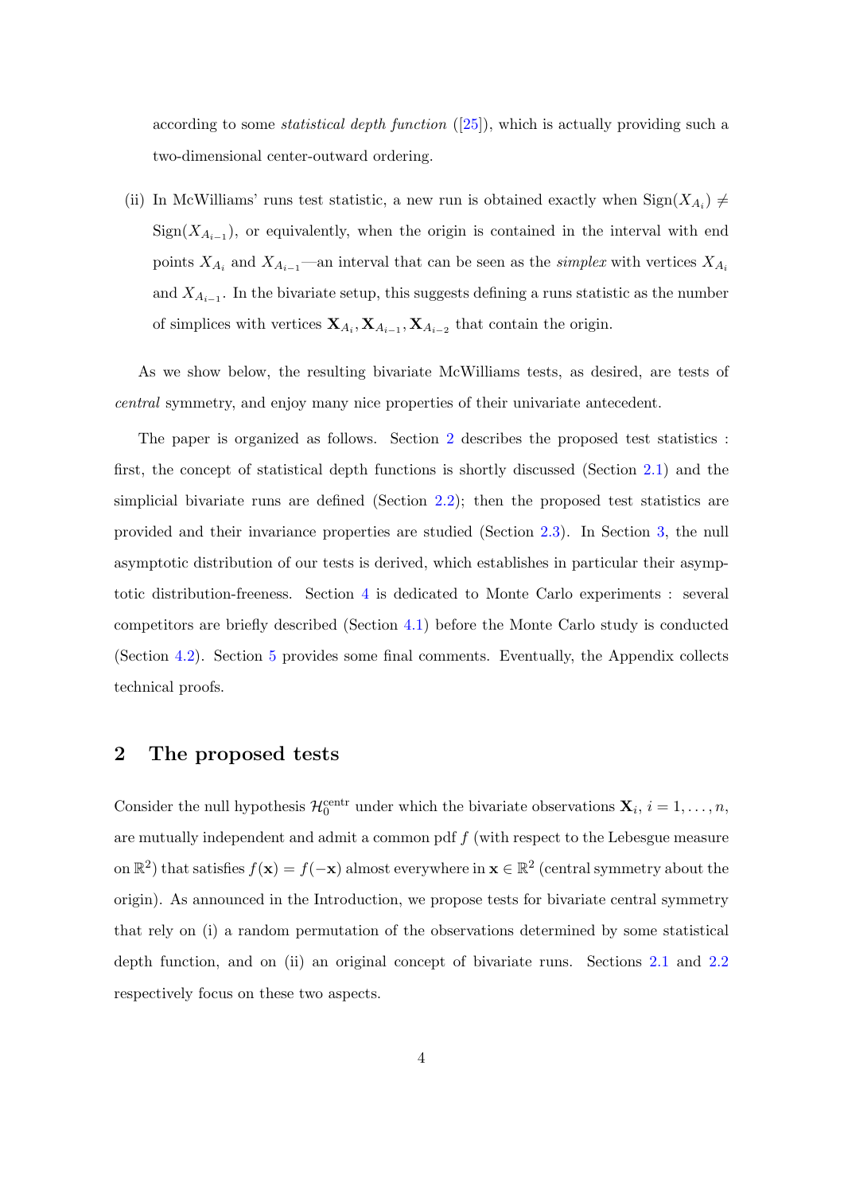according to some *statistical depth function* ([25]), which is actually providing such a two-dimensional center-outward ordering.

(ii) In McWilliams' runs test statistic, a new run is obtained exactly when $\text{Sign}(X_{A_i}) \neq \text{Sign}(X_{A_{i-1}})$, or equivalently, when the origin is contained in the interval with end points $X_{A_i}$ and $X_{A_{i-1}}$—an interval that can be seen as the *simplex* with vertices $X_{A_i}$ and $X_{A_{i-1}}$. In the bivariate setup, this suggests defining a runs statistic as the number of simplices with vertices $\mathbf{X}_{A_i}, \mathbf{X}_{A_{i-1}}, \mathbf{X}_{A_{i-2}}$ that contain the origin.

As we show below, the resulting bivariate McWilliams tests, as desired, are tests of *central* symmetry, and enjoy many nice properties of their univariate antecedent.

The paper is organized as follows. Section 2 describes the proposed test statistics : first, the concept of statistical depth functions is shortly discussed (Section 2.1) and the simplicial bivariate runs are defined (Section 2.2); then the proposed test statistics are provided and their invariance properties are studied (Section 2.3). In Section 3, the null asymptotic distribution of our tests is derived, which establishes in particular their asymptotic distribution-freeness. Section 4 is dedicated to Monte Carlo experiments : several competitors are briefly described (Section 4.1) before the Monte Carlo study is conducted (Section 4.2). Section 5 provides some final comments. Eventually, the Appendix collects technical proofs.

## 2 The proposed tests

Consider the null hypothesis $\mathcal{H}_0^{\text{centr}}$ under which the bivariate observations $\mathbf{X}_i$, $i = 1, \ldots, n$, are mutually independent and admit a common pdf $f$ (with respect to the Lebesgue measure on $\mathbb{R}^2$) that satisfies $f(\mathbf{x}) = f(-\mathbf{x})$ almost everywhere in $\mathbf{x} \in \mathbb{R}^2$ (central symmetry about the origin). As announced in the Introduction, we propose tests for bivariate central symmetry that rely on (i) a random permutation of the observations determined by some statistical depth function, and on (ii) an original concept of bivariate runs. Sections 2.1 and 2.2 respectively focus on these two aspects.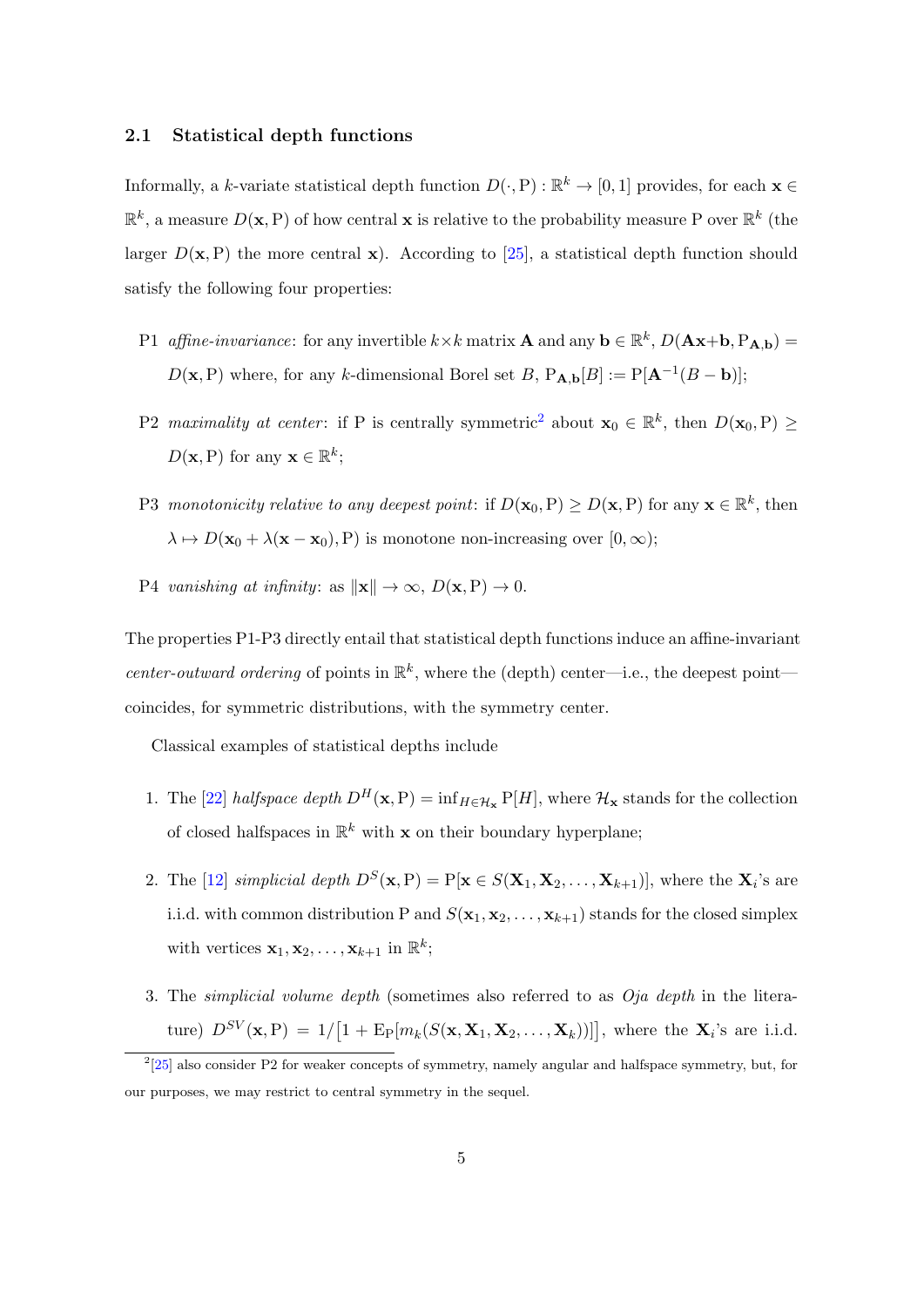### 2.1 Statistical depth functions

Informally, a $k$-variate statistical depth function $D(\cdot, \mathrm{P}) : \mathbb{R}^k \to [0,1]$ provides, for each $\mathbf{x} \in \mathbb{R}^k$, a measure $D(\mathbf{x}, \mathrm{P})$ of how central $\mathbf{x}$ is relative to the probability measure P over $\mathbb{R}^k$ (the larger $D(\mathbf{x}, \mathrm{P})$ the more central $\mathbf{x}$). According to [25], a statistical depth function should satisfy the following four properties:

- P1 *affine-invariance*: for any invertible $k \times k$ matrix $\mathbf{A}$ and any $\mathbf{b} \in \mathbb{R}^k$, $D(\mathbf{A}\mathbf{x}+\mathbf{b}, \mathrm{P}_{\mathbf{A},\mathbf{b}}) = D(\mathbf{x}, \mathrm{P})$ where, for any $k$-dimensional Borel set $B$, $\mathrm{P}_{\mathbf{A},\mathbf{b}}[B] := \mathrm{P}[\mathbf{A}^{-1}(B - \mathbf{b})]$;
- P2 *maximality at center*: if P is centrally symmetric[2] about $\mathbf{x}_0 \in \mathbb{R}^k$, then $D(\mathbf{x}_0, \mathrm{P}) \geq D(\mathbf{x}, \mathrm{P})$ for any $\mathbf{x} \in \mathbb{R}^k$;
- P3 *monotonicity relative to any deepest point*: if $D(\mathbf{x}_0, \mathrm{P}) \geq D(\mathbf{x}, \mathrm{P})$ for any $\mathbf{x} \in \mathbb{R}^k$, then $\lambda \mapsto D(\mathbf{x}_0 + \lambda(\mathbf{x} - \mathbf{x}_0), \mathrm{P})$ is monotone non-increasing over $[0, \infty)$;
- P4 *vanishing at infinity*: as $\|\mathbf{x}\| \to \infty$, $D(\mathbf{x}, \mathrm{P}) \to 0$.

The properties P1-P3 directly entail that statistical depth functions induce an affine-invariant *center-outward ordering* of points in $\mathbb{R}^k$, where the (depth) center—i.e., the deepest point—coincides, for symmetric distributions, with the symmetry center.

Classical examples of statistical depths include

1. The [22] *halfspace depth* $D^H(\mathbf{x}, \mathrm{P}) = \inf_{H \in \mathcal{H}_\mathbf{x}} \mathrm{P}[H]$, where $\mathcal{H}_\mathbf{x}$ stands for the collection of closed halfspaces in $\mathbb{R}^k$ with $\mathbf{x}$ on their boundary hyperplane;
2. The [12] *simplicial depth* $D^S(\mathbf{x}, \mathrm{P}) = \mathrm{P}[\mathbf{x} \in S(\mathbf{X}_1, \mathbf{X}_2, \ldots, \mathbf{X}_{k+1})]$, where the $\mathbf{X}_i$'s are i.i.d. with common distribution P and $S(\mathbf{x}_1, \mathbf{x}_2, \ldots, \mathbf{x}_{k+1})$ stands for the closed simplex with vertices $\mathbf{x}_1, \mathbf{x}_2, \ldots, \mathbf{x}_{k+1}$ in $\mathbb{R}^k$;
3. The *simplicial volume depth* (sometimes also referred to as *Oja depth* in the literature) $D^{SV}(\mathbf{x}, \mathrm{P}) = 1/\big[1 + \mathrm{E}_\mathrm{P}[m_k(S(\mathbf{x}, \mathbf{X}_1, \mathbf{X}_2, \ldots, \mathbf{X}_k))]\big]$, where the $\mathbf{X}_i$'s are i.i.d.

[2] [25] also consider P2 for weaker concepts of symmetry, namely angular and halfspace symmetry, but, for our purposes, we may restrict to central symmetry in the sequel.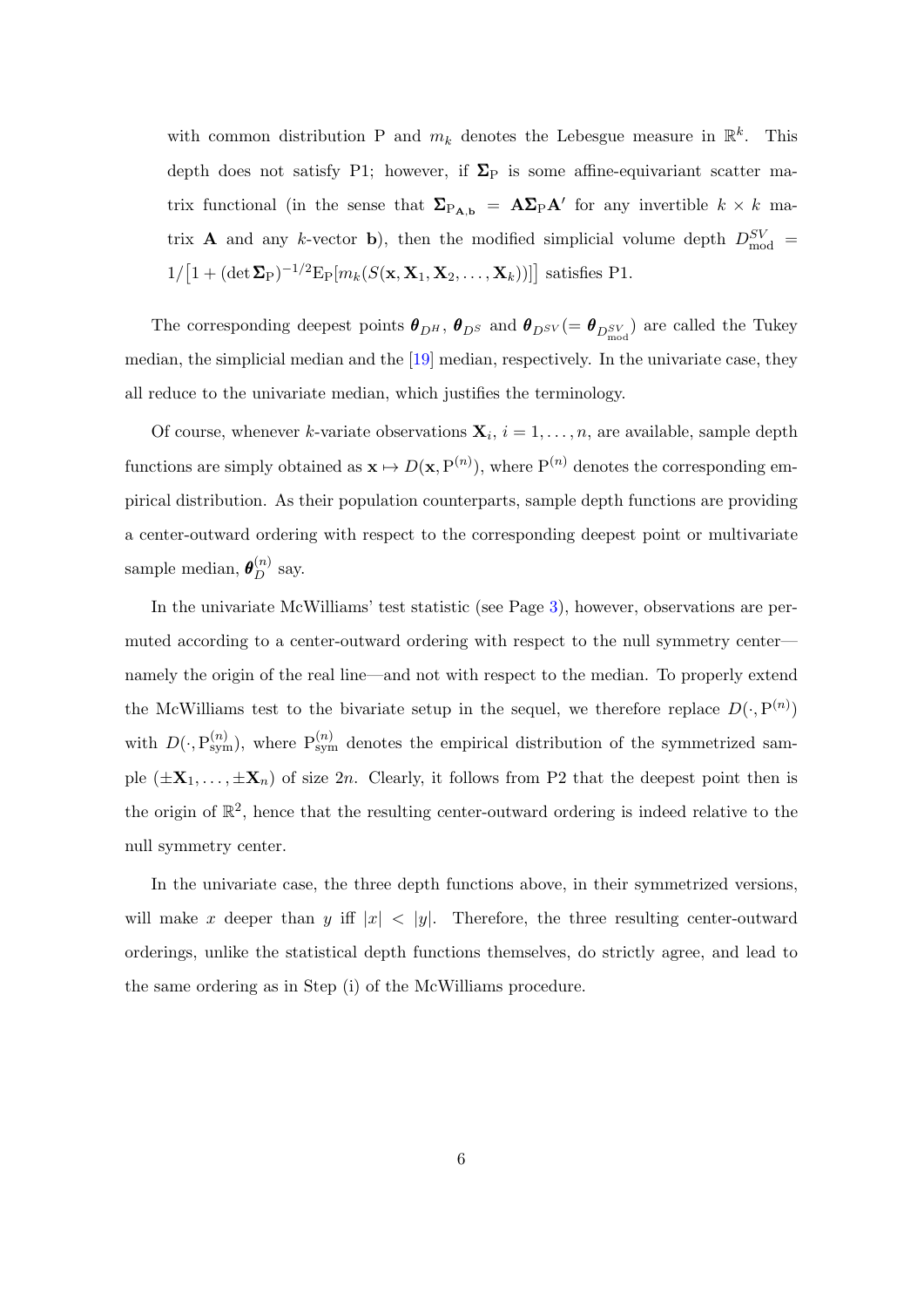with common distribution P and $m_k$ denotes the Lebesgue measure in $\mathbb{R}^k$. This depth does not satisfy P1; however, if $\boldsymbol{\Sigma}_{\mathrm{P}}$ is some affine-equivariant scatter matrix functional (in the sense that $\boldsymbol{\Sigma}_{\mathrm{P}_{\mathbf{A},\mathbf{b}}} = \mathbf{A}\boldsymbol{\Sigma}_{\mathrm{P}}\mathbf{A}'$ for any invertible $k \times k$ matrix $\mathbf{A}$ and any $k$-vector $\mathbf{b}$), then the modified simplicial volume depth $D^{SV}_{\mathrm{mod}} = 1/\big[1 + (\det \boldsymbol{\Sigma}_{\mathrm{P}})^{-1/2}\mathrm{E}_{\mathrm{P}}[m_k(S(\mathbf{x}, \mathbf{X}_1, \mathbf{X}_2, \ldots, \mathbf{X}_k))]\big]$ satisfies P1.

The corresponding deepest points $\boldsymbol{\theta}_{D^H}$, $\boldsymbol{\theta}_{D^S}$ and $\boldsymbol{\theta}_{D^{SV}} (= \boldsymbol{\theta}_{D^{SV}_{\mathrm{mod}}})$ are called the Tukey median, the simplicial median and the [19] median, respectively. In the univariate case, they all reduce to the univariate median, which justifies the terminology.

Of course, whenever $k$-variate observations $\mathbf{X}_i$, $i = 1, \ldots, n$, are available, sample depth functions are simply obtained as $\mathbf{x} \mapsto D(\mathbf{x}, \mathrm{P}^{(n)})$, where $\mathrm{P}^{(n)}$ denotes the corresponding empirical distribution. As their population counterparts, sample depth functions are providing a center-outward ordering with respect to the corresponding deepest point or multivariate sample median, $\boldsymbol{\theta}^{(n)}_D$ say.

In the univariate McWilliams' test statistic (see Page 3), however, observations are permuted according to a center-outward ordering with respect to the null symmetry center—namely the origin of the real line—and not with respect to the median. To properly extend the McWilliams test to the bivariate setup in the sequel, we therefore replace $D(\cdot, \mathrm{P}^{(n)})$ with $D(\cdot, \mathrm{P}^{(n)}_{\mathrm{sym}})$, where $\mathrm{P}^{(n)}_{\mathrm{sym}}$ denotes the empirical distribution of the symmetrized sample $(\pm\mathbf{X}_1, \ldots, \pm\mathbf{X}_n)$ of size $2n$. Clearly, it follows from P2 that the deepest point then is the origin of $\mathbb{R}^2$, hence that the resulting center-outward ordering is indeed relative to the null symmetry center.

In the univariate case, the three depth functions above, in their symmetrized versions, will make $x$ deeper than $y$ iff $|x| < |y|$. Therefore, the three resulting center-outward orderings, unlike the statistical depth functions themselves, do strictly agree, and lead to the same ordering as in Step (i) of the McWilliams procedure.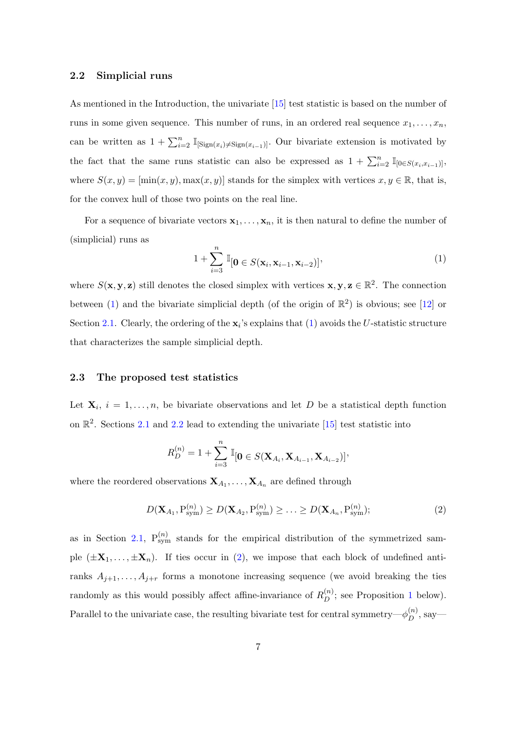### 2.2 Simplicial runs

As mentioned in the Introduction, the univariate [15] test statistic is based on the number of runs in some given sequence. This number of runs, in an ordered real sequence $x_1, \ldots, x_n$, can be written as $1 + \sum_{i=2}^n \mathbb{I}_{[\mathrm{Sign}(x_i) \neq \mathrm{Sign}(x_{i-1})]}$. Our bivariate extension is motivated by the fact that the same runs statistic can also be expressed as $1 + \sum_{i=2}^n \mathbb{I}_{[0 \in S(x_i, x_{i-1})]}$, where $S(x, y) = [\min(x, y), \max(x, y)]$ stands for the simplex with vertices $x, y \in \mathbb{R}$, that is, for the convex hull of those two points on the real line.

For a sequence of bivariate vectors $\mathbf{x}_1, \ldots, \mathbf{x}_n$, it is then natural to define the number of (simplicial) runs as

$$1 + \sum_{i=3}^n \mathbb{I}_{[\mathbf{0} \in S(\mathbf{x}_i, \mathbf{x}_{i-1}, \mathbf{x}_{i-2})]}, \tag{1}$$

where $S(\mathbf{x}, \mathbf{y}, \mathbf{z})$ still denotes the closed simplex with vertices $\mathbf{x}, \mathbf{y}, \mathbf{z} \in \mathbb{R}^2$. The connection between (1) and the bivariate simplicial depth (of the origin of $\mathbb{R}^2$) is obvious; see [12] or Section 2.1. Clearly, the ordering of the $\mathbf{x}_i$'s explains that (1) avoids the $U$-statistic structure that characterizes the sample simplicial depth.

### 2.3 The proposed test statistics

Let $\mathbf{X}_i$, $i = 1, \ldots, n$, be bivariate observations and let $D$ be a statistical depth function on $\mathbb{R}^2$. Sections 2.1 and 2.2 lead to extending the univariate [15] test statistic into

$$R_D^{(n)} = 1 + \sum_{i=3}^n \mathbb{I}_{[\mathbf{0} \in S(\mathbf{X}_{A_i}, \mathbf{X}_{A_{i-1}}, \mathbf{X}_{A_{i-2}})]},$$

where the reordered observations $\mathbf{X}_{A_1}, \ldots, \mathbf{X}_{A_n}$ are defined through

$$D(\mathbf{X}_{A_1}, \mathrm{P}_{\mathrm{sym}}^{(n)}) \geq D(\mathbf{X}_{A_2}, \mathrm{P}_{\mathrm{sym}}^{(n)}) \geq \ldots \geq D(\mathbf{X}_{A_n}, \mathrm{P}_{\mathrm{sym}}^{(n)}); \tag{2}$$

as in Section 2.1, $\mathrm{P}_{\mathrm{sym}}^{(n)}$ stands for the empirical distribution of the symmetrized sample $(\pm\mathbf{X}_1, \ldots, \pm\mathbf{X}_n)$. If ties occur in (2), we impose that each block of undefined antiranks $A_{j+1}, \ldots, A_{j+r}$ forms a monotone increasing sequence (we avoid breaking the ties randomly as this would possibly affect affine-invariance of $R_D^{(n)}$; see Proposition 1 below). Parallel to the univariate case, the resulting bivariate test for central symmetry—$\phi_D^{(n)}$, say—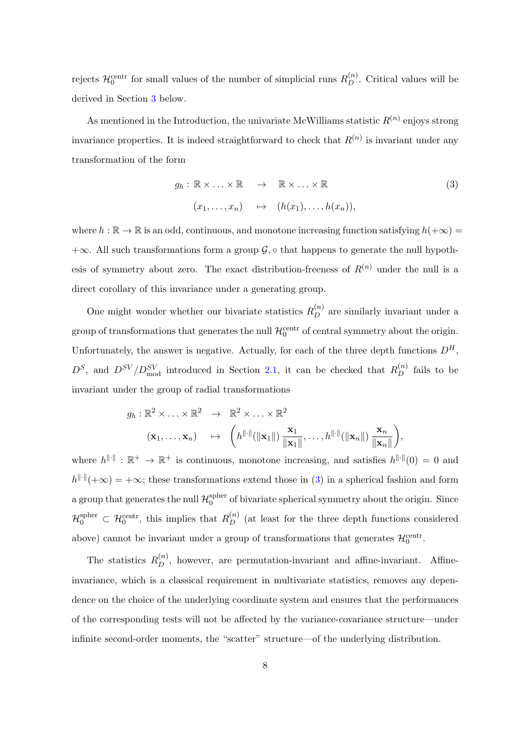rejects $\mathcal{H}_0^{\text{centr}}$ for small values of the number of simplicial runs $R_D^{(n)}$. Critical values will be derived in Section 3 below.

As mentioned in the Introduction, the univariate McWilliams statistic $R^{(n)}$ enjoys strong invariance properties. It is indeed straightforward to check that $R^{(n)}$ is invariant under any transformation of the form

$$
\begin{aligned}
g_h : \mathbb{R} \times \ldots \times \mathbb{R} \quad &\to \quad \mathbb{R} \times \ldots \times \mathbb{R} \\
(x_1, \ldots, x_n) \quad &\mapsto \quad (h(x_1), \ldots, h(x_n)),
\end{aligned}
\tag{3}
$$

where $h : \mathbb{R} \to \mathbb{R}$ is an odd, continuous, and monotone increasing function satisfying $h(+\infty) = +\infty$. All such transformations form a group $\mathcal{G}, \circ$ that happens to generate the null hypothesis of symmetry about zero. The exact distribution-freeness of $R^{(n)}$ under the null is a direct corollary of this invariance under a generating group.

One might wonder whether our bivariate statistics $R_D^{(n)}$ are similarly invariant under a group of transformations that generates the null $\mathcal{H}_0^{\text{centr}}$ of central symmetry about the origin. Unfortunately, the answer is negative. Actually, for each of the three depth functions $D^H$, $D^S$, and $D^{SV}/D^{SV}_{\text{mod}}$ introduced in Section 2.1, it can be checked that $R_D^{(n)}$ fails to be invariant under the group of radial transformations

$$
\begin{aligned}
g_h : \mathbb{R}^2 \times \ldots \times \mathbb{R}^2 \quad &\to \quad \mathbb{R}^2 \times \ldots \times \mathbb{R}^2 \\
(\mathbf{x}_1, \ldots, \mathbf{x}_n) \quad &\mapsto \quad \left( h^{\|\cdot\|}(\|\mathbf{x}_1\|) \, \frac{\mathbf{x}_1}{\|\mathbf{x}_1\|}, \ldots, h^{\|\cdot\|}(\|\mathbf{x}_n\|) \, \frac{\mathbf{x}_n}{\|\mathbf{x}_n\|} \right),
\end{aligned}
$$

where $h^{\|\cdot\|} : \mathbb{R}^+ \to \mathbb{R}^+$ is continuous, monotone increasing, and satisfies $h^{\|\cdot\|}(0) = 0$ and $h^{\|\cdot\|}(+\infty) = +\infty$; these transformations extend those in (3) in a spherical fashion and form a group that generates the null $\mathcal{H}_0^{\text{spher}}$ of bivariate spherical symmetry about the origin. Since $\mathcal{H}_0^{\text{spher}} \subset \mathcal{H}_0^{\text{centr}}$, this implies that $R_D^{(n)}$ (at least for the three depth functions considered above) cannot be invariant under a group of transformations that generates $\mathcal{H}_0^{\text{centr}}$.

The statistics $R_D^{(n)}$, however, are permutation-invariant and affine-invariant. Affine-invariance, which is a classical requirement in multivariate statistics, removes any dependence on the choice of the underlying coordinate system and ensures that the performances of the corresponding tests will not be affected by the variance-covariance structure—under infinite second-order moments, the "scatter" structure—of the underlying distribution.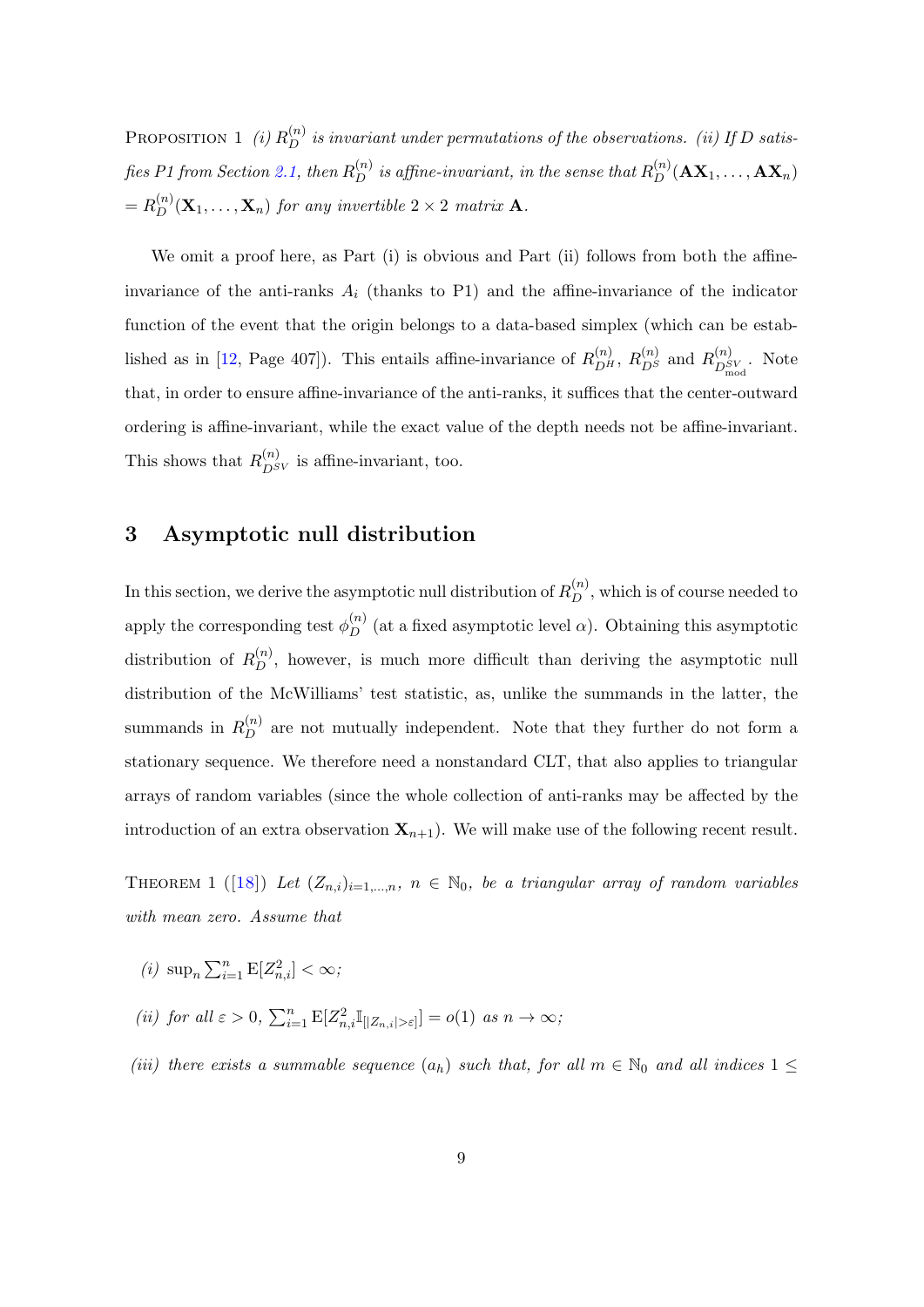PROPOSITION 1 *(i) $R_D^{(n)}$ is invariant under permutations of the observations. (ii) If $D$ satisfies P1 from Section 2.1, then $R_D^{(n)}$ is affine-invariant, in the sense that $R_D^{(n)}(\mathbf{A}\mathbf{X}_1, \ldots, \mathbf{A}\mathbf{X}_n) = R_D^{(n)}(\mathbf{X}_1, \ldots, \mathbf{X}_n)$ for any invertible $2 \times 2$ matrix $\mathbf{A}$.*

We omit a proof here, as Part (i) is obvious and Part (ii) follows from both the affine-invariance of the anti-ranks $A_i$ (thanks to P1) and the affine-invariance of the indicator function of the event that the origin belongs to a data-based simplex (which can be established as in [12, Page 407]). This entails affine-invariance of $R_{D^H}^{(n)}$, $R_{D^S}^{(n)}$ and $R_{D^{SV}_{\rm mod}}^{(n)}$. Note that, in order to ensure affine-invariance of the anti-ranks, it suffices that the center-outward ordering is affine-invariant, while the exact value of the depth needs not be affine-invariant. This shows that $R_{D^{SV}}^{(n)}$ is affine-invariant, too.

## 3 Asymptotic null distribution

In this section, we derive the asymptotic null distribution of $R_D^{(n)}$, which is of course needed to apply the corresponding test $\phi_D^{(n)}$ (at a fixed asymptotic level $\alpha$). Obtaining this asymptotic distribution of $R_D^{(n)}$, however, is much more difficult than deriving the asymptotic null distribution of the McWilliams' test statistic, as, unlike the summands in the latter, the summands in $R_D^{(n)}$ are not mutually independent. Note that they further do not form a stationary sequence. We therefore need a nonstandard CLT, that also applies to triangular arrays of random variables (since the whole collection of anti-ranks may be affected by the introduction of an extra observation $\mathbf{X}_{n+1}$). We will make use of the following recent result.

THEOREM 1 ([18]) *Let $(Z_{n,i})_{i=1,\ldots,n}$, $n \in \mathbb{N}_0$, be a triangular array of random variables with mean zero. Assume that*

*(i)* $\sup_n \sum_{i=1}^n {\rm E}[Z_{n,i}^2] < \infty$;

*(ii) for all $\varepsilon > 0$, $\sum_{i=1}^n {\rm E}[Z_{n,i}^2 \mathbb{I}_{[|Z_{n,i}|>\varepsilon]}] = o(1)$ as $n \to \infty$;*

*(iii) there exists a summable sequence $(a_h)$ such that, for all $m \in \mathbb{N}_0$ and all indices $1 \leq$*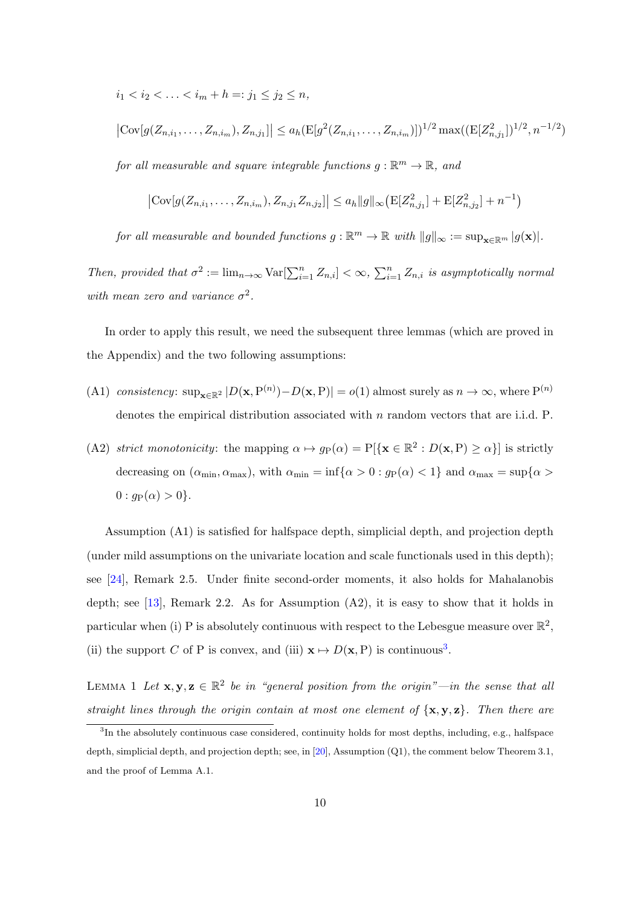$i_1 < i_2 < \ldots < i_m + h =: j_1 \leq j_2 \leq n$,

$\left|\mathrm{Cov}[g(Z_{n,i_1}, \ldots, Z_{n,i_m}), Z_{n,j_1}]\right| \leq a_h (\mathrm{E}[g^2(Z_{n,i_1}, \ldots, Z_{n,i_m})])^{1/2} \max((\mathrm{E}[Z_{n,j_1}^2])^{1/2}, n^{-1/2})$

*for all measurable and square integrable functions* $g : \mathbb{R}^m \to \mathbb{R}$*, and*

$$\left|\mathrm{Cov}[g(Z_{n,i_1}, \ldots, Z_{n,i_m}), Z_{n,j_1} Z_{n,j_2}]\right| \leq a_h \|g\|_\infty \big(\mathrm{E}[Z_{n,j_1}^2] + \mathrm{E}[Z_{n,j_2}^2] + n^{-1}\big)$$

*for all measurable and bounded functions* $g : \mathbb{R}^m \to \mathbb{R}$ *with* $\|g\|_\infty := \sup_{\mathbf{x} \in \mathbb{R}^m} |g(\mathbf{x})|$*.*

*Then, provided that* $\sigma^2 := \lim_{n\to\infty} \mathrm{Var}[\sum_{i=1}^n Z_{n,i}] < \infty$*,* $\sum_{i=1}^n Z_{n,i}$ *is asymptotically normal with mean zero and variance* $\sigma^2$*.*

In order to apply this result, we need the subsequent three lemmas (which are proved in the Appendix) and the two following assumptions:

(A1) *consistency*: $\sup_{\mathbf{x}\in\mathbb{R}^2} |D(\mathbf{x}, \mathrm{P}^{(n)}) - D(\mathbf{x}, \mathrm{P})| = o(1)$ almost surely as $n \to \infty$, where $\mathrm{P}^{(n)}$ denotes the empirical distribution associated with $n$ random vectors that are i.i.d. P.

(A2) *strict monotonicity*: the mapping $\alpha \mapsto g_{\mathrm{P}}(\alpha) = \mathrm{P}[\{\mathbf{x} \in \mathbb{R}^2 : D(\mathbf{x}, \mathrm{P}) \geq \alpha\}]$ is strictly decreasing on $(\alpha_{\min}, \alpha_{\max})$, with $\alpha_{\min} = \inf\{\alpha > 0 : g_{\mathrm{P}}(\alpha) < 1\}$ and $\alpha_{\max} = \sup\{\alpha > 0 : g_{\mathrm{P}}(\alpha) > 0\}$.

Assumption (A1) is satisfied for halfspace depth, simplicial depth, and projection depth (under mild assumptions on the univariate location and scale functionals used in this depth); see [24], Remark 2.5. Under finite second-order moments, it also holds for Mahalanobis depth; see [13], Remark 2.2. As for Assumption (A2), it is easy to show that it holds in particular when (i) P is absolutely continuous with respect to the Lebesgue measure over $\mathbb{R}^2$, (ii) the support $C$ of P is convex, and (iii) $\mathbf{x} \mapsto D(\mathbf{x}, \mathrm{P})$ is continuous[3].

Lemma 1 *Let* $\mathbf{x}, \mathbf{y}, \mathbf{z} \in \mathbb{R}^2$ *be in "general position from the origin"—in the sense that all straight lines through the origin contain at most one element of* $\{\mathbf{x}, \mathbf{y}, \mathbf{z}\}$*. Then there are*

[3] In the absolutely continuous case considered, continuity holds for most depths, including, e.g., halfspace depth, simplicial depth, and projection depth; see, in [20], Assumption (Q1), the comment below Theorem 3.1, and the proof of Lemma A.1.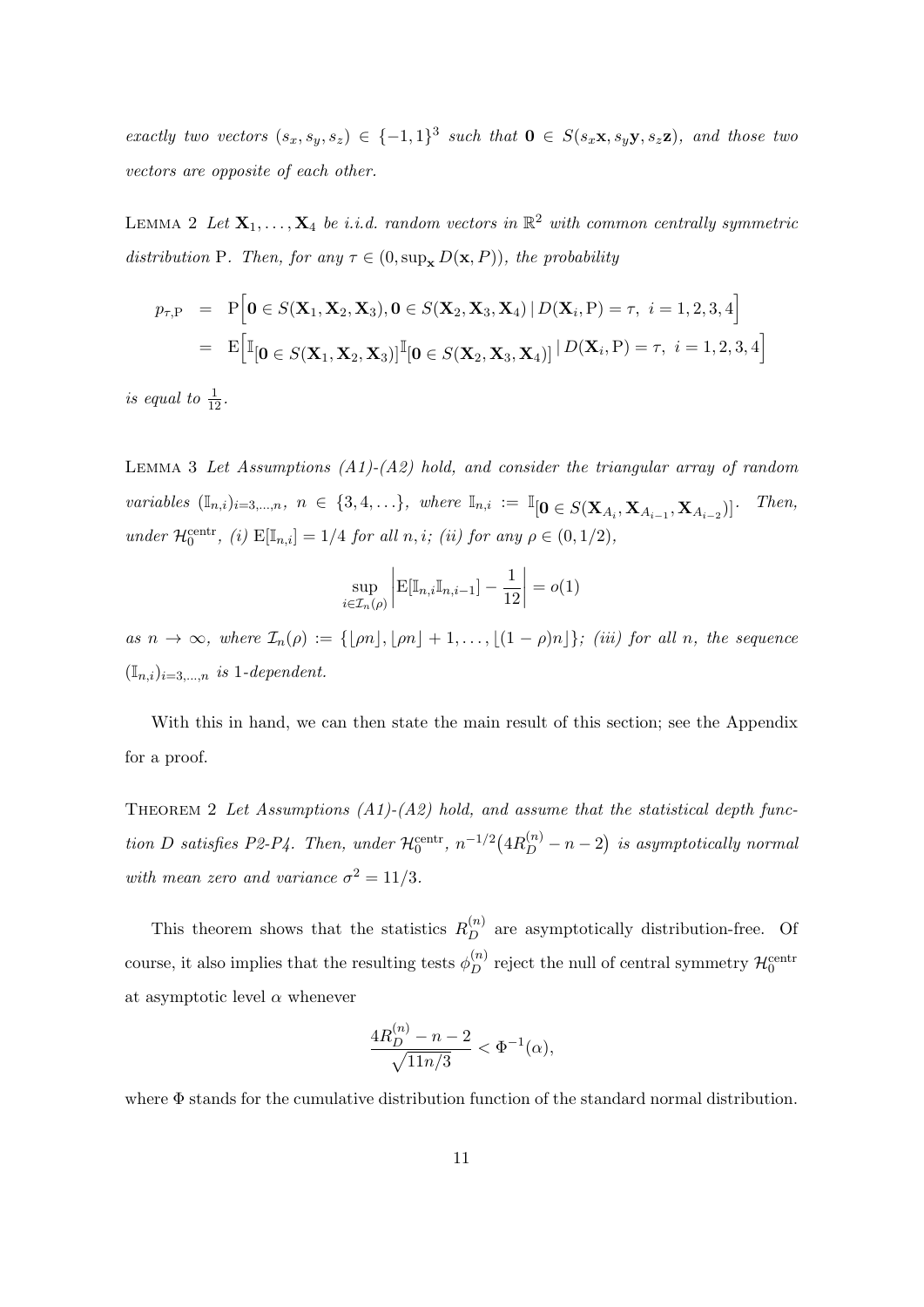*exactly two vectors* $(s_x, s_y, s_z) \in \{-1,1\}^3$ *such that* $\mathbf{0} \in S(s_x\mathbf{x}, s_y\mathbf{y}, s_z\mathbf{z})$*, and those two vectors are opposite of each other.*

LEMMA 2 *Let* $\mathbf{X}_1, \ldots, \mathbf{X}_4$ *be i.i.d. random vectors in* $\mathbb{R}^2$ *with common centrally symmetric distribution* P*. Then, for any* $\tau \in (0, \sup_{\mathbf{x}} D(\mathbf{x}, P))$*, the probability*

$$
\begin{aligned}
p_{\tau,\mathrm{P}} &= \mathrm{P}\Big[\mathbf{0} \in S(\mathbf{X}_1, \mathbf{X}_2, \mathbf{X}_3), \mathbf{0} \in S(\mathbf{X}_2, \mathbf{X}_3, \mathbf{X}_4) \,|\, D(\mathbf{X}_i, \mathrm{P}) = \tau,\ i = 1,2,3,4\Big] \\
&= \mathrm{E}\Big[\mathbb{I}_{[\mathbf{0} \in S(\mathbf{X}_1, \mathbf{X}_2, \mathbf{X}_3)]}\mathbb{I}_{[\mathbf{0} \in S(\mathbf{X}_2, \mathbf{X}_3, \mathbf{X}_4)]} \,|\, D(\mathbf{X}_i, \mathrm{P}) = \tau,\ i = 1,2,3,4\Big]
\end{aligned}
$$

*is equal to* $\frac{1}{12}$.

LEMMA 3 *Let Assumptions (A1)-(A2) hold, and consider the triangular array of random variables* $(\mathbb{I}_{n,i})_{i=3,\ldots,n}$, $n \in \{3, 4, \ldots\}$*, where* $\mathbb{I}_{n,i} := \mathbb{I}_{[\mathbf{0} \in S(\mathbf{X}_{A_i}, \mathbf{X}_{A_{i-1}}, \mathbf{X}_{A_{i-2}})]}$*. Then, under* $\mathcal{H}_0^{\mathrm{centr}}$*, (i)* $\mathrm{E}[\mathbb{I}_{n,i}] = 1/4$ *for all* $n, i$*; (ii) for any* $\rho \in (0, 1/2)$,

$$
\sup_{i \in \mathcal{I}_n(\rho)} \left| \mathrm{E}[\mathbb{I}_{n,i}\mathbb{I}_{n,i-1}] - \frac{1}{12} \right| = o(1)
$$

*as* $n \to \infty$*, where* $\mathcal{I}_n(\rho) := \{\lfloor \rho n \rfloor, \lfloor \rho n \rfloor + 1, \ldots, \lfloor (1-\rho)n \rfloor\}$*; (iii) for all* $n$*, the sequence* $(\mathbb{I}_{n,i})_{i=3,\ldots,n}$ *is* 1*-dependent.*

With this in hand, we can then state the main result of this section; see the Appendix for a proof.

THEOREM 2 *Let Assumptions (A1)-(A2) hold, and assume that the statistical depth function* $D$ *satisfies P2-P4. Then, under* $\mathcal{H}_0^{\mathrm{centr}}$, $n^{-1/2}\big(4R_D^{(n)} - n - 2\big)$ *is asymptotically normal with mean zero and variance* $\sigma^2 = 11/3$.

This theorem shows that the statistics $R_D^{(n)}$ are asymptotically distribution-free. Of course, it also implies that the resulting tests $\phi_D^{(n)}$ reject the null of central symmetry $\mathcal{H}_0^{\mathrm{centr}}$ at asymptotic level $\alpha$ whenever

$$
\frac{4R_D^{(n)} - n - 2}{\sqrt{11n/3}} < \Phi^{-1}(\alpha),
$$

where $\Phi$ stands for the cumulative distribution function of the standard normal distribution.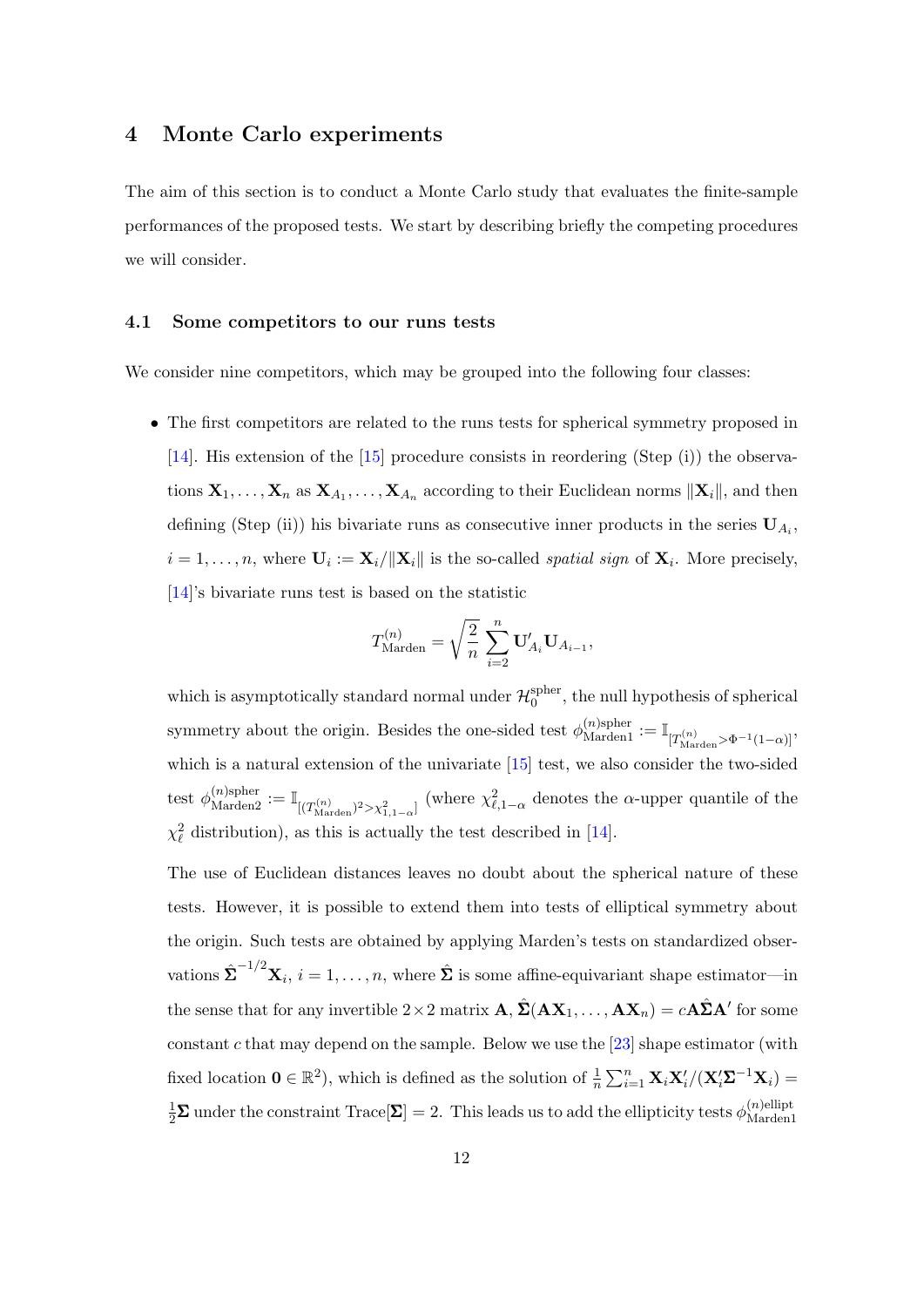# 4 Monte Carlo experiments

The aim of this section is to conduct a Monte Carlo study that evaluates the finite-sample performances of the proposed tests. We start by describing briefly the competing procedures we will consider.

## 4.1 Some competitors to our runs tests

We consider nine competitors, which may be grouped into the following four classes:

- The first competitors are related to the runs tests for spherical symmetry proposed in [14]. His extension of the [15] procedure consists in reordering (Step (i)) the observations $\mathbf{X}_1, \ldots, \mathbf{X}_n$ as $\mathbf{X}_{A_1}, \ldots, \mathbf{X}_{A_n}$ according to their Euclidean norms $\|\mathbf{X}_i\|$, and then defining (Step (ii)) his bivariate runs as consecutive inner products in the series $\mathbf{U}_{A_i}$, $i = 1, \ldots, n$, where $\mathbf{U}_i := \mathbf{X}_i / \|\mathbf{X}_i\|$ is the so-called *spatial sign* of $\mathbf{X}_i$. More precisely, [14]'s bivariate runs test is based on the statistic

$$T^{(n)}_{\text{Marden}} = \sqrt{\frac{2}{n}} \sum_{i=2}^{n} \mathbf{U}'_{A_i} \mathbf{U}_{A_{i-1}},$$

  which is asymptotically standard normal under $\mathcal{H}_0^{\text{spher}}$, the null hypothesis of spherical symmetry about the origin. Besides the one-sided test $\phi^{(n)\text{spher}}_{\text{Marden1}} := \mathbb{I}_{[T^{(n)}_{\text{Marden}} > \Phi^{-1}(1-\alpha)]}$, which is a natural extension of the univariate [15] test, we also consider the two-sided test $\phi^{(n)\text{spher}}_{\text{Marden2}} := \mathbb{I}_{[(T^{(n)}_{\text{Marden}})^2 > \chi^2_{1,1-\alpha}]}$ (where $\chi^2_{\ell,1-\alpha}$ denotes the $\alpha$-upper quantile of the $\chi^2_\ell$ distribution), as this is actually the test described in [14].

  The use of Euclidean distances leaves no doubt about the spherical nature of these tests. However, it is possible to extend them into tests of elliptical symmetry about the origin. Such tests are obtained by applying Marden's tests on standardized observations $\hat{\mathbf{\Sigma}}^{-1/2}\mathbf{X}_i$, $i = 1, \ldots, n$, where $\hat{\mathbf{\Sigma}}$ is some affine-equivariant shape estimator—in the sense that for any invertible $2 \times 2$ matrix $\mathbf{A}$, $\hat{\mathbf{\Sigma}}(\mathbf{A}\mathbf{X}_1, \ldots, \mathbf{A}\mathbf{X}_n) = c\mathbf{A}\hat{\mathbf{\Sigma}}\mathbf{A}'$ for some constant $c$ that may depend on the sample. Below we use the [23] shape estimator (with fixed location $\mathbf{0} \in \mathbb{R}^2$), which is defined as the solution of $\frac{1}{n}\sum_{i=1}^{n} \mathbf{X}_i\mathbf{X}_i' / (\mathbf{X}_i'\mathbf{\Sigma}^{-1}\mathbf{X}_i) = \frac{1}{2}\mathbf{\Sigma}$ under the constraint $\text{Trace}[\mathbf{\Sigma}] = 2$. This leads us to add the ellipticity tests $\phi^{(n)\text{ellipt}}_{\text{Marden1}}$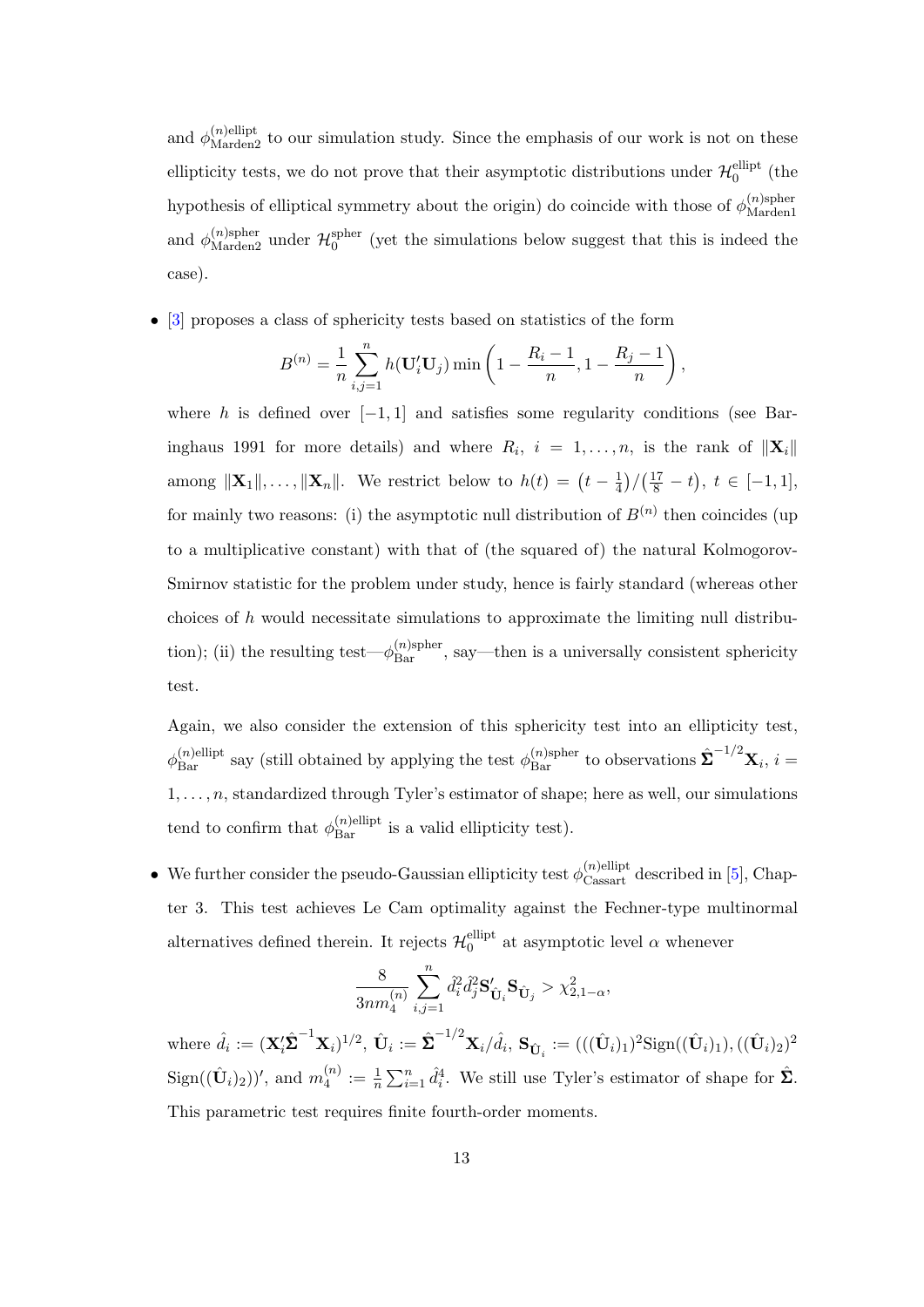and $\phi^{(n)\text{ellipt}}_{\text{Marden2}}$ to our simulation study. Since the emphasis of our work is not on these ellipticity tests, we do not prove that their asymptotic distributions under $\mathcal{H}_0^{\text{ellipt}}$ (the hypothesis of elliptical symmetry about the origin) do coincide with those of $\phi^{(n)\text{spher}}_{\text{Marden1}}$ and $\phi^{(n)\text{spher}}_{\text{Marden2}}$ under $\mathcal{H}_0^{\text{spher}}$ (yet the simulations below suggest that this is indeed the case).

- [3] proposes a class of sphericity tests based on statistics of the form

$$B^{(n)} = \frac{1}{n}\sum_{i,j=1}^{n} h(\mathbf{U}_i'\mathbf{U}_j)\min\left(1 - \frac{R_i - 1}{n}, 1 - \frac{R_j - 1}{n}\right),$$

  where $h$ is defined over $[-1, 1]$ and satisfies some regularity conditions (see Baringhaus 1991 for more details) and where $R_i$, $i = 1, \ldots, n$, is the rank of $\|\mathbf{X}_i\|$ among $\|\mathbf{X}_1\|, \ldots, \|\mathbf{X}_n\|$. We restrict below to $h(t) = \left(t - \frac{1}{4}\right)/\left(\frac{17}{8} - t\right)$, $t \in [-1, 1]$, for mainly two reasons: (i) the asymptotic null distribution of $B^{(n)}$ then coincides (up to a multiplicative constant) with that of (the squared of) the natural Kolmogorov-Smirnov statistic for the problem under study, hence is fairly standard (whereas other choices of $h$ would necessitate simulations to approximate the limiting null distribution); (ii) the resulting test—$\phi^{(n)\text{spher}}_{\text{Bar}}$, say—then is a universally consistent sphericity test.

  Again, we also consider the extension of this sphericity test into an ellipticity test, $\phi^{(n)\text{ellipt}}_{\text{Bar}}$ say (still obtained by applying the test $\phi^{(n)\text{spher}}_{\text{Bar}}$ to observations $\hat{\mathbf{\Sigma}}^{-1/2}\mathbf{X}_i$, $i = 1, \ldots, n$, standardized through Tyler's estimator of shape; here as well, our simulations tend to confirm that $\phi^{(n)\text{ellipt}}_{\text{Bar}}$ is a valid ellipticity test).

- We further consider the pseudo-Gaussian ellipticity test $\phi^{(n)\text{ellipt}}_{\text{Cassart}}$ described in [5], Chapter 3. This test achieves Le Cam optimality against the Fechner-type multinormal alternatives defined therein. It rejects $\mathcal{H}_0^{\text{ellipt}}$ at asymptotic level $\alpha$ whenever

$$\frac{8}{3nm_4^{(n)}}\sum_{i,j=1}^{n} \hat{d}_i^2\hat{d}_j^2\mathbf{S}'_{\hat{\mathbf{U}}_i}\mathbf{S}_{\hat{\mathbf{U}}_j} > \chi^2_{2,1-\alpha},$$

  where $\hat{d}_i := (\mathbf{X}_i'\hat{\mathbf{\Sigma}}^{-1}\mathbf{X}_i)^{1/2}$, $\hat{\mathbf{U}}_i := \hat{\mathbf{\Sigma}}^{-1/2}\mathbf{X}_i/\hat{d}_i$, $\mathbf{S}_{\hat{\mathbf{U}}_i} := (((\hat{\mathbf{U}}_i)_1)^2\text{Sign}((\hat{\mathbf{U}}_i)_1), ((\hat{\mathbf{U}}_i)_2)^2 \text{Sign}((\hat{\mathbf{U}}_i)_2))'$, and $m_4^{(n)} := \frac{1}{n}\sum_{i=1}^{n}\hat{d}_i^4$. We still use Tyler's estimator of shape for $\hat{\mathbf{\Sigma}}$. This parametric test requires finite fourth-order moments.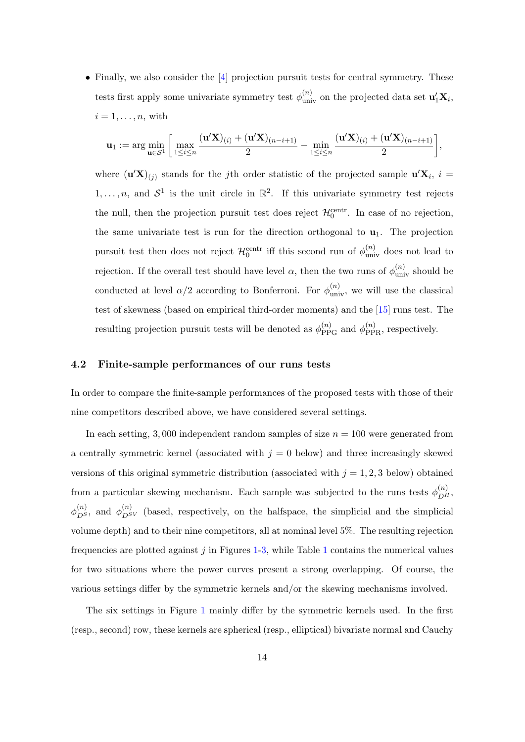- Finally, we also consider the [4] projection pursuit tests for central symmetry. These tests first apply some univariate symmetry test $\phi^{(n)}_{\rm univ}$ on the projected data set $\mathbf{u}_1'\mathbf{X}_i$, $i = 1, \ldots, n$, with

$$\mathbf{u}_1 := \arg\min_{\mathbf{u}\in\mathcal{S}^1} \left[ \max_{1\leq i\leq n} \frac{(\mathbf{u}'\mathbf{X})_{(i)} + (\mathbf{u}'\mathbf{X})_{(n-i+1)}}{2} - \min_{1\leq i\leq n} \frac{(\mathbf{u}'\mathbf{X})_{(i)} + (\mathbf{u}'\mathbf{X})_{(n-i+1)}}{2} \right],$$

  where $(\mathbf{u}'\mathbf{X})_{(j)}$ stands for the $j$th order statistic of the projected sample $\mathbf{u}'\mathbf{X}_i$, $i = 1, \ldots, n$, and $\mathcal{S}^1$ is the unit circle in $\mathbb{R}^2$. If this univariate symmetry test rejects the null, then the projection pursuit test does reject $\mathcal{H}_0^{\rm centr}$. In case of no rejection, the same univariate test is run for the direction orthogonal to $\mathbf{u}_1$. The projection pursuit test then does not reject $\mathcal{H}_0^{\rm centr}$ iff this second run of $\phi^{(n)}_{\rm univ}$ does not lead to rejection. If the overall test should have level $\alpha$, then the two runs of $\phi^{(n)}_{\rm univ}$ should be conducted at level $\alpha/2$ according to Bonferroni. For $\phi^{(n)}_{\rm univ}$, we will use the classical test of skewness (based on empirical third-order moments) and the [15] runs test. The resulting projection pursuit tests will be denoted as $\phi^{(n)}_{\rm PPG}$ and $\phi^{(n)}_{\rm PPR}$, respectively.

### 4.2 Finite-sample performances of our runs tests

In order to compare the finite-sample performances of the proposed tests with those of their nine competitors described above, we have considered several settings.

In each setting, 3,000 independent random samples of size $n = 100$ were generated from a centrally symmetric kernel (associated with $j = 0$ below) and three increasingly skewed versions of this original symmetric distribution (associated with $j = 1, 2, 3$ below) obtained from a particular skewing mechanism. Each sample was subjected to the runs tests $\phi^{(n)}_{D^H}$, $\phi^{(n)}_{D^S}$, and $\phi^{(n)}_{D^{SV}}$ (based, respectively, on the halfspace, the simplicial and the simplicial volume depth) and to their nine competitors, all at nominal level 5%. The resulting rejection frequencies are plotted against $j$ in Figures 1-3, while Table 1 contains the numerical values for two situations where the power curves present a strong overlapping. Of course, the various settings differ by the symmetric kernels and/or the skewing mechanisms involved.

The six settings in Figure 1 mainly differ by the symmetric kernels used. In the first (resp., second) row, these kernels are spherical (resp., elliptical) bivariate normal and Cauchy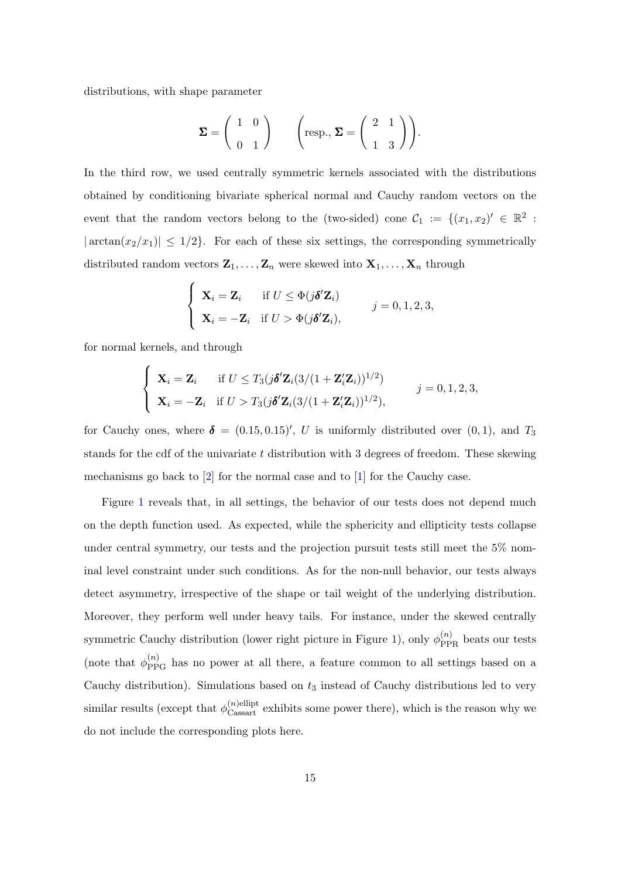distributions, with shape parameter

$$\mathbf{\Sigma} = \begin{pmatrix} 1 & 0 \\ 0 & 1 \end{pmatrix} \qquad \left( \text{resp., } \mathbf{\Sigma} = \begin{pmatrix} 2 & 1 \\ 1 & 3 \end{pmatrix} \right).$$

In the third row, we used centrally symmetric kernels associated with the distributions obtained by conditioning bivariate spherical normal and Cauchy random vectors on the event that the random vectors belong to the (two-sided) cone $\mathcal{C}_1 := \{(x_1, x_2)' \in \mathbb{R}^2 : |\arctan(x_2/x_1)| \leq 1/2\}$. For each of these six settings, the corresponding symmetrically distributed random vectors $\mathbf{Z}_1, \ldots, \mathbf{Z}_n$ were skewed into $\mathbf{X}_1, \ldots, \mathbf{X}_n$ through

$$\begin{cases} \mathbf{X}_i = \mathbf{Z}_i & \text{if } U \leq \Phi(j\boldsymbol{\delta}'\mathbf{Z}_i) \\ \mathbf{X}_i = -\mathbf{Z}_i & \text{if } U > \Phi(j\boldsymbol{\delta}'\mathbf{Z}_i), \end{cases} \qquad j = 0, 1, 2, 3,$$

for normal kernels, and through

$$\begin{cases} \mathbf{X}_i = \mathbf{Z}_i & \text{if } U \leq T_3(j\boldsymbol{\delta}'\mathbf{Z}_i(3/(1+\mathbf{Z}_i'\mathbf{Z}_i))^{1/2}) \\ \mathbf{X}_i = -\mathbf{Z}_i & \text{if } U > T_3(j\boldsymbol{\delta}'\mathbf{Z}_i(3/(1+\mathbf{Z}_i'\mathbf{Z}_i))^{1/2}), \end{cases} \qquad j = 0, 1, 2, 3,$$

for Cauchy ones, where $\boldsymbol{\delta} = (0.15, 0.15)'$, $U$ is uniformly distributed over $(0, 1)$, and $T_3$ stands for the cdf of the univariate $t$ distribution with 3 degrees of freedom. These skewing mechanisms go back to [2] for the normal case and to [1] for the Cauchy case.

Figure 1 reveals that, in all settings, the behavior of our tests does not depend much on the depth function used. As expected, while the sphericity and ellipticity tests collapse under central symmetry, our tests and the projection pursuit tests still meet the 5% nominal level constraint under such conditions. As for the non-null behavior, our tests always detect asymmetry, irrespective of the shape or tail weight of the underlying distribution. Moreover, they perform well under heavy tails. For instance, under the skewed centrally symmetric Cauchy distribution (lower right picture in Figure 1), only $\phi^{(n)}_{\text{PPR}}$ beats our tests (note that $\phi^{(n)}_{\text{PPG}}$ has no power at all there, a feature common to all settings based on a Cauchy distribution). Simulations based on $t_3$ instead of Cauchy distributions led to very similar results (except that $\phi^{(n)\text{ellipt}}_{\text{Cassart}}$ exhibits some power there), which is the reason why we do not include the corresponding plots here.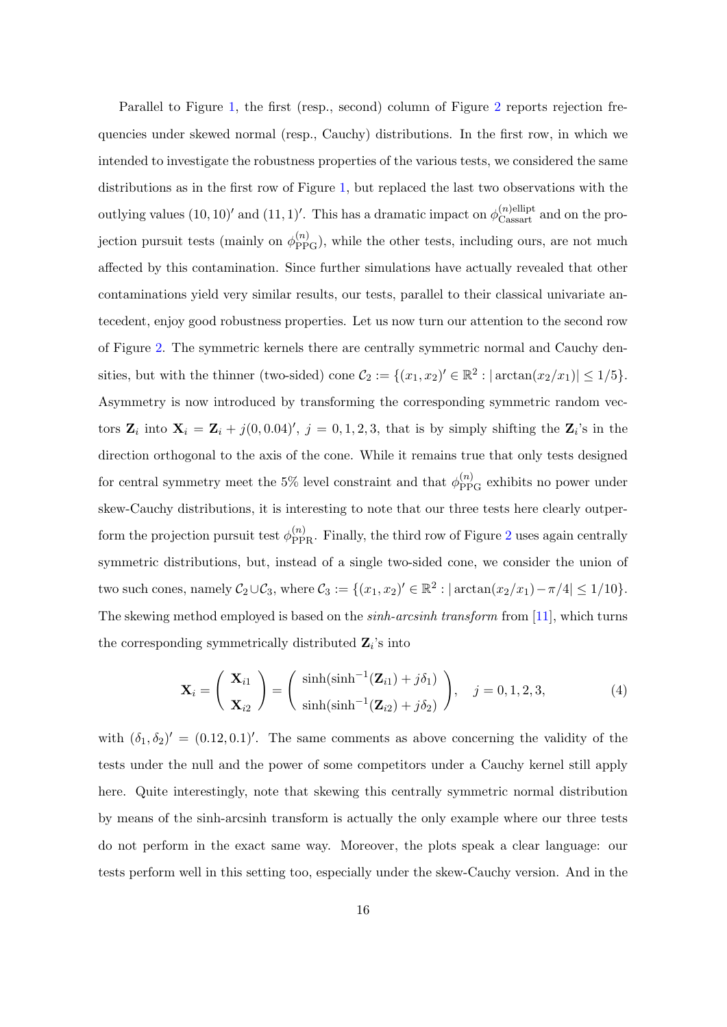Parallel to Figure 1, the first (resp., second) column of Figure 2 reports rejection frequencies under skewed normal (resp., Cauchy) distributions. In the first row, in which we intended to investigate the robustness properties of the various tests, we considered the same distributions as in the first row of Figure 1, but replaced the last two observations with the outlying values $(10, 10)'$ and $(11, 1)'$. This has a dramatic impact on $\phi^{(n)\text{ellipt}}_{\text{Cassart}}$ and on the projection pursuit tests (mainly on $\phi^{(n)}_{\text{PPG}}$), while the other tests, including ours, are not much affected by this contamination. Since further simulations have actually revealed that other contaminations yield very similar results, our tests, parallel to their classical univariate antecedent, enjoy good robustness properties. Let us now turn our attention to the second row of Figure 2. The symmetric kernels there are centrally symmetric normal and Cauchy densities, but with the thinner (two-sided) cone $\mathcal{C}_2 := \{(x_1, x_2)' \in \mathbb{R}^2 : |\arctan(x_2/x_1)| \leq 1/5\}$. Asymmetry is now introduced by transforming the corresponding symmetric random vectors $\mathbf{Z}_i$ into $\mathbf{X}_i = \mathbf{Z}_i + j(0, 0.04)'$, $j = 0, 1, 2, 3$, that is by simply shifting the $\mathbf{Z}_i$'s in the direction orthogonal to the axis of the cone. While it remains true that only tests designed for central symmetry meet the 5% level constraint and that $\phi^{(n)}_{\text{PPG}}$ exhibits no power under skew-Cauchy distributions, it is interesting to note that our three tests here clearly outperform the projection pursuit test $\phi^{(n)}_{\text{PPR}}$. Finally, the third row of Figure 2 uses again centrally symmetric distributions, but, instead of a single two-sided cone, we consider the union of two such cones, namely $\mathcal{C}_2 \cup \mathcal{C}_3$, where $\mathcal{C}_3 := \{(x_1, x_2)' \in \mathbb{R}^2 : |\arctan(x_2/x_1) - \pi/4| \leq 1/10\}$. The skewing method employed is based on the *sinh-arcsinh transform* from [11], which turns the corresponding symmetrically distributed $\mathbf{Z}_i$'s into

$$\mathbf{X}_i = \begin{pmatrix} \mathbf{X}_{i1} \\ \mathbf{X}_{i2} \end{pmatrix} = \begin{pmatrix} \sinh(\sinh^{-1}(\mathbf{Z}_{i1}) + j\delta_1) \\ \sinh(\sinh^{-1}(\mathbf{Z}_{i2}) + j\delta_2) \end{pmatrix}, \quad j = 0, 1, 2, 3, \tag{4}$$

with $(\delta_1, \delta_2)' = (0.12, 0.1)'$. The same comments as above concerning the validity of the tests under the null and the power of some competitors under a Cauchy kernel still apply here. Quite interestingly, note that skewing this centrally symmetric normal distribution by means of the sinh-arcsinh transform is actually the only example where our three tests do not perform in the exact same way. Moreover, the plots speak a clear language: our tests perform well in this setting too, especially under the skew-Cauchy version. And in the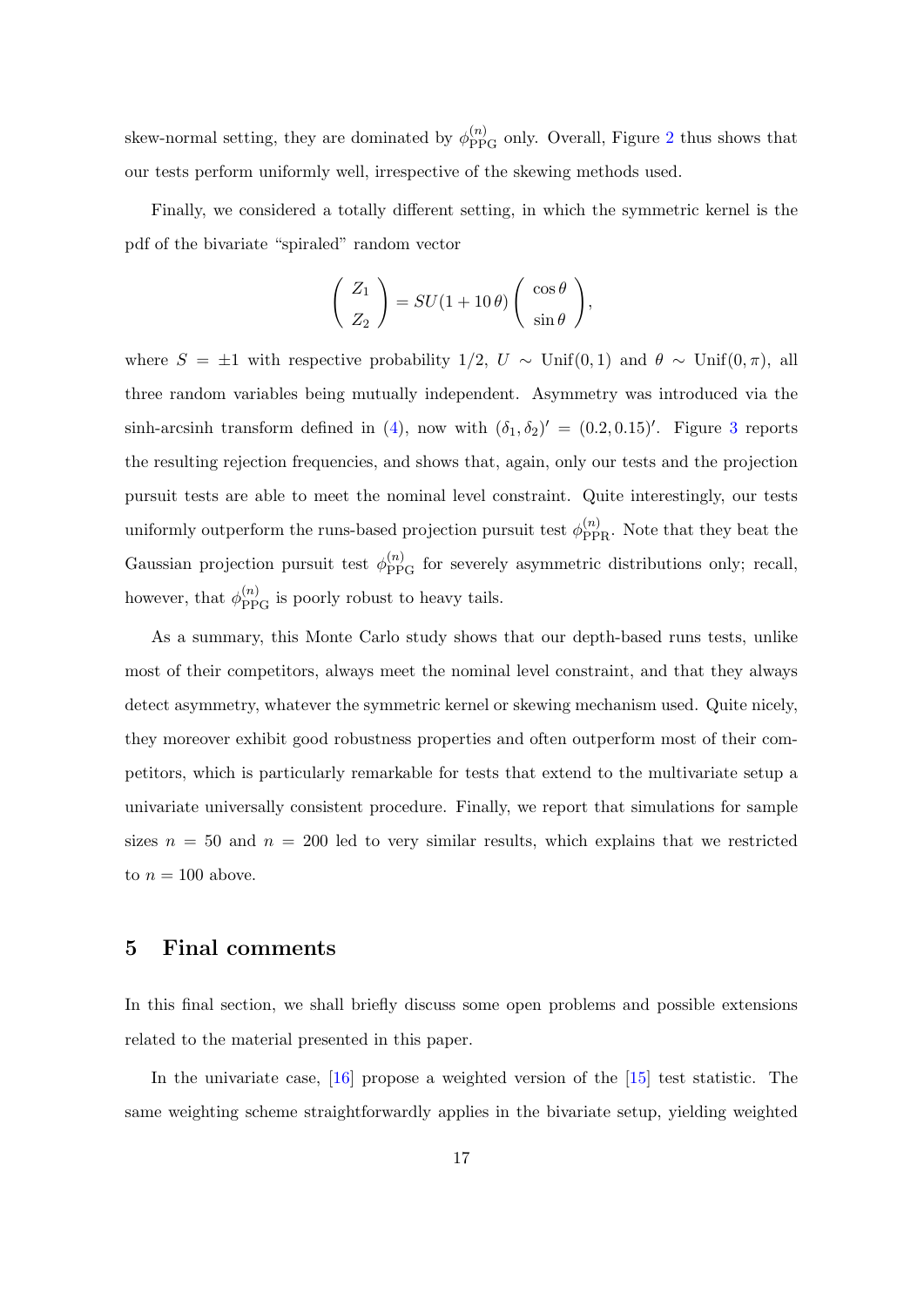skew-normal setting, they are dominated by $\phi^{(n)}_{\mathrm{PPG}}$ only. Overall, Figure 2 thus shows that our tests perform uniformly well, irrespective of the skewing methods used.

Finally, we considered a totally different setting, in which the symmetric kernel is the pdf of the bivariate "spiraled" random vector

$$\begin{pmatrix} Z_1 \\ Z_2 \end{pmatrix} = SU(1 + 10\,\theta) \begin{pmatrix} \cos\theta \\ \sin\theta \end{pmatrix},$$

where $S = \pm 1$ with respective probability $1/2$, $U \sim \mathrm{Unif}(0, 1)$ and $\theta \sim \mathrm{Unif}(0, \pi)$, all three random variables being mutually independent. Asymmetry was introduced via the sinh-arcsinh transform defined in (4), now with $(\delta_1, \delta_2)' = (0.2, 0.15)'$. Figure 3 reports the resulting rejection frequencies, and shows that, again, only our tests and the projection pursuit tests are able to meet the nominal level constraint. Quite interestingly, our tests uniformly outperform the runs-based projection pursuit test $\phi^{(n)}_{\mathrm{PPR}}$. Note that they beat the Gaussian projection pursuit test $\phi^{(n)}_{\mathrm{PPG}}$ for severely asymmetric distributions only; recall, however, that $\phi^{(n)}_{\mathrm{PPG}}$ is poorly robust to heavy tails.

As a summary, this Monte Carlo study shows that our depth-based runs tests, unlike most of their competitors, always meet the nominal level constraint, and that they always detect asymmetry, whatever the symmetric kernel or skewing mechanism used. Quite nicely, they moreover exhibit good robustness properties and often outperform most of their competitors, which is particularly remarkable for tests that extend to the multivariate setup a univariate universally consistent procedure. Finally, we report that simulations for sample sizes $n = 50$ and $n = 200$ led to very similar results, which explains that we restricted to $n = 100$ above.

## 5 Final comments

In this final section, we shall briefly discuss some open problems and possible extensions related to the material presented in this paper.

In the univariate case, [16] propose a weighted version of the [15] test statistic. The same weighting scheme straightforwardly applies in the bivariate setup, yielding weighted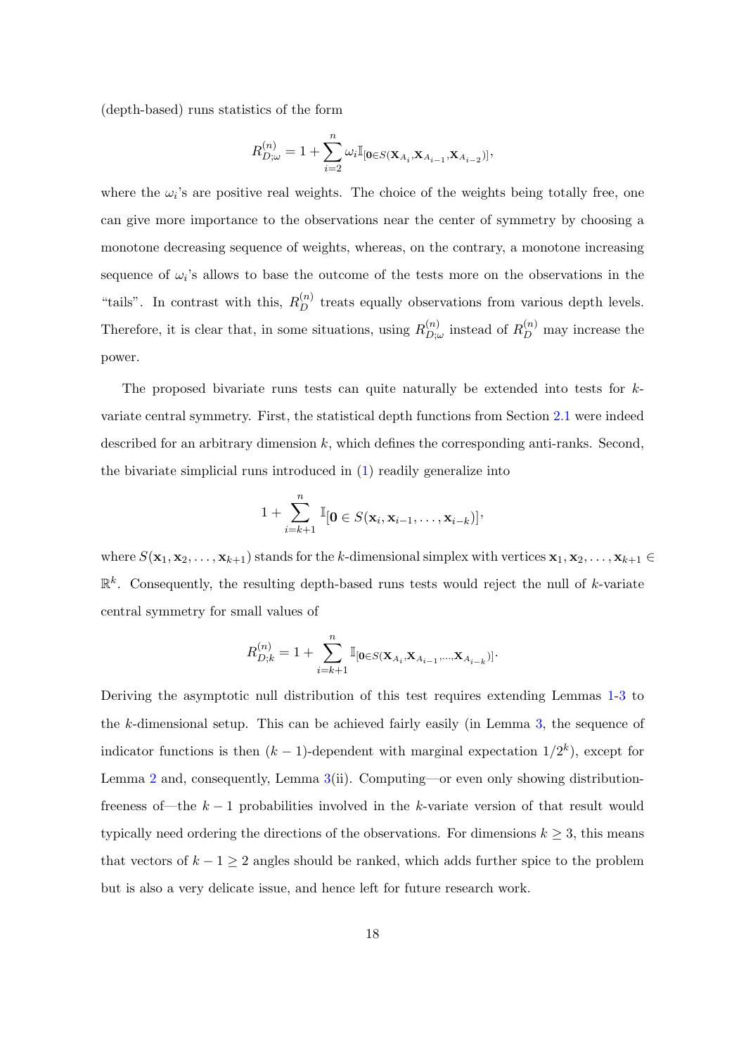(depth-based) runs statistics of the form

$$R_{D;\omega}^{(n)} = 1 + \sum_{i=2}^{n} \omega_i \mathbb{I}_{[\mathbf{0} \in S(\mathbf{X}_{A_i}, \mathbf{X}_{A_{i-1}}, \mathbf{X}_{A_{i-2}})]},$$

where the $\omega_i$'s are positive real weights. The choice of the weights being totally free, one can give more importance to the observations near the center of symmetry by choosing a monotone decreasing sequence of weights, whereas, on the contrary, a monotone increasing sequence of $\omega_i$'s allows to base the outcome of the tests more on the observations in the "tails". In contrast with this, $R_D^{(n)}$ treats equally observations from various depth levels. Therefore, it is clear that, in some situations, using $R_{D;\omega}^{(n)}$ instead of $R_D^{(n)}$ may increase the power.

The proposed bivariate runs tests can quite naturally be extended into tests for $k$-variate central symmetry. First, the statistical depth functions from Section 2.1 were indeed described for an arbitrary dimension $k$, which defines the corresponding anti-ranks. Second, the bivariate simplicial runs introduced in (1) readily generalize into

$$1 + \sum_{i=k+1}^{n} \mathbb{I}[\mathbf{0} \in S(\mathbf{x}_i, \mathbf{x}_{i-1}, \ldots, \mathbf{x}_{i-k})],$$

where $S(\mathbf{x}_1, \mathbf{x}_2, \ldots, \mathbf{x}_{k+1})$ stands for the $k$-dimensional simplex with vertices $\mathbf{x}_1, \mathbf{x}_2, \ldots, \mathbf{x}_{k+1} \in \mathbb{R}^k$. Consequently, the resulting depth-based runs tests would reject the null of $k$-variate central symmetry for small values of

$$R_{D;k}^{(n)} = 1 + \sum_{i=k+1}^{n} \mathbb{I}_{[\mathbf{0} \in S(\mathbf{X}_{A_i}, \mathbf{X}_{A_{i-1}}, \ldots, \mathbf{X}_{A_{i-k}})]}.$$

Deriving the asymptotic null distribution of this test requires extending Lemmas 1-3 to the $k$-dimensional setup. This can be achieved fairly easily (in Lemma 3, the sequence of indicator functions is then $(k-1)$-dependent with marginal expectation $1/2^k$), except for Lemma 2 and, consequently, Lemma 3(ii). Computing—or even only showing distribution-freeness of—the $k-1$ probabilities involved in the $k$-variate version of that result would typically need ordering the directions of the observations. For dimensions $k \geq 3$, this means that vectors of $k - 1 \geq 2$ angles should be ranked, which adds further spice to the problem but is also a very delicate issue, and hence left for future research work.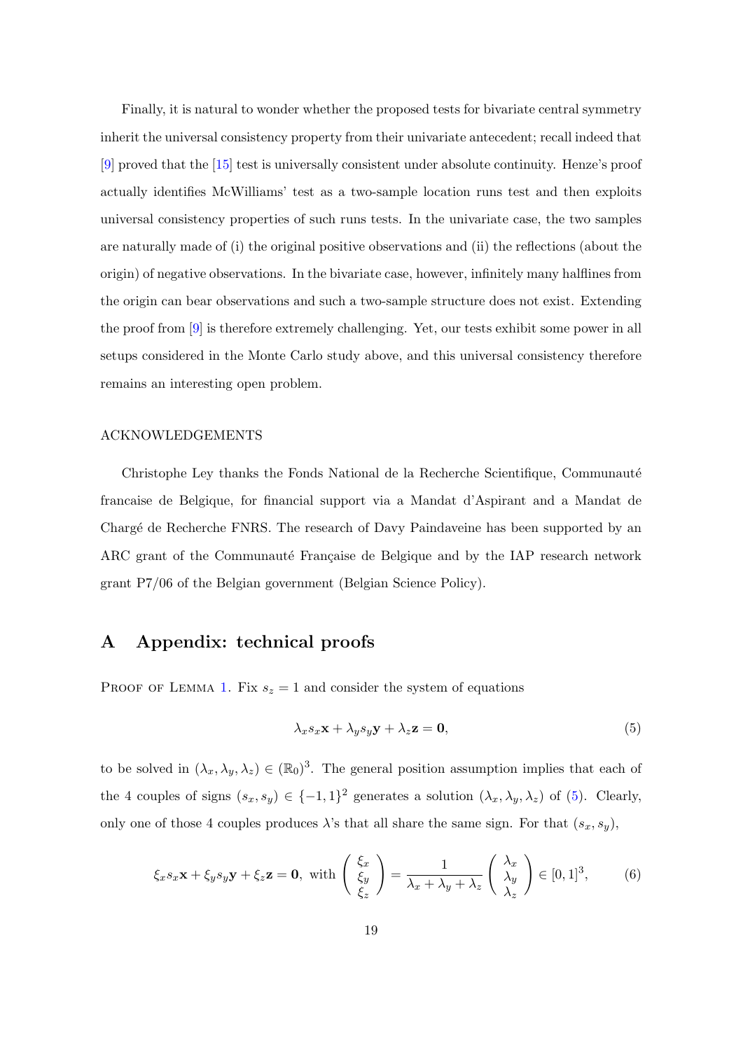Finally, it is natural to wonder whether the proposed tests for bivariate central symmetry inherit the universal consistency property from their univariate antecedent; recall indeed that [9] proved that the [15] test is universally consistent under absolute continuity. Henze's proof actually identifies McWilliams' test as a two-sample location runs test and then exploits universal consistency properties of such runs tests. In the univariate case, the two samples are naturally made of (i) the original positive observations and (ii) the reflections (about the origin) of negative observations. In the bivariate case, however, infinitely many halflines from the origin can bear observations and such a two-sample structure does not exist. Extending the proof from [9] is therefore extremely challenging. Yet, our tests exhibit some power in all setups considered in the Monte Carlo study above, and this universal consistency therefore remains an interesting open problem.

ACKNOWLEDGEMENTS

Christophe Ley thanks the Fonds National de la Recherche Scientifique, Communauté francaise de Belgique, for financial support via a Mandat d'Aspirant and a Mandat de Chargé de Recherche FNRS. The research of Davy Paindaveine has been supported by an ARC grant of the Communauté Française de Belgique and by the IAP research network grant P7/06 of the Belgian government (Belgian Science Policy).

# A Appendix: technical proofs

Proof of Lemma 1. Fix $s_z = 1$ and consider the system of equations

$$\lambda_x s_x \mathbf{x} + \lambda_y s_y \mathbf{y} + \lambda_z \mathbf{z} = \mathbf{0}, \tag{5}$$

to be solved in $(\lambda_x, \lambda_y, \lambda_z) \in (\mathbb{R}_0)^3$. The general position assumption implies that each of the 4 couples of signs $(s_x, s_y) \in \{-1, 1\}^2$ generates a solution $(\lambda_x, \lambda_y, \lambda_z)$ of (5). Clearly, only one of those 4 couples produces $\lambda$'s that all share the same sign. For that $(s_x, s_y)$,

$$\xi_x s_x \mathbf{x} + \xi_y s_y \mathbf{y} + \xi_z \mathbf{z} = \mathbf{0}, \text{ with } \begin{pmatrix} \xi_x \\ \xi_y \\ \xi_z \end{pmatrix} = \frac{1}{\lambda_x + \lambda_y + \lambda_z} \begin{pmatrix} \lambda_x \\ \lambda_y \\ \lambda_z \end{pmatrix} \in [0,1]^3, \tag{6}$$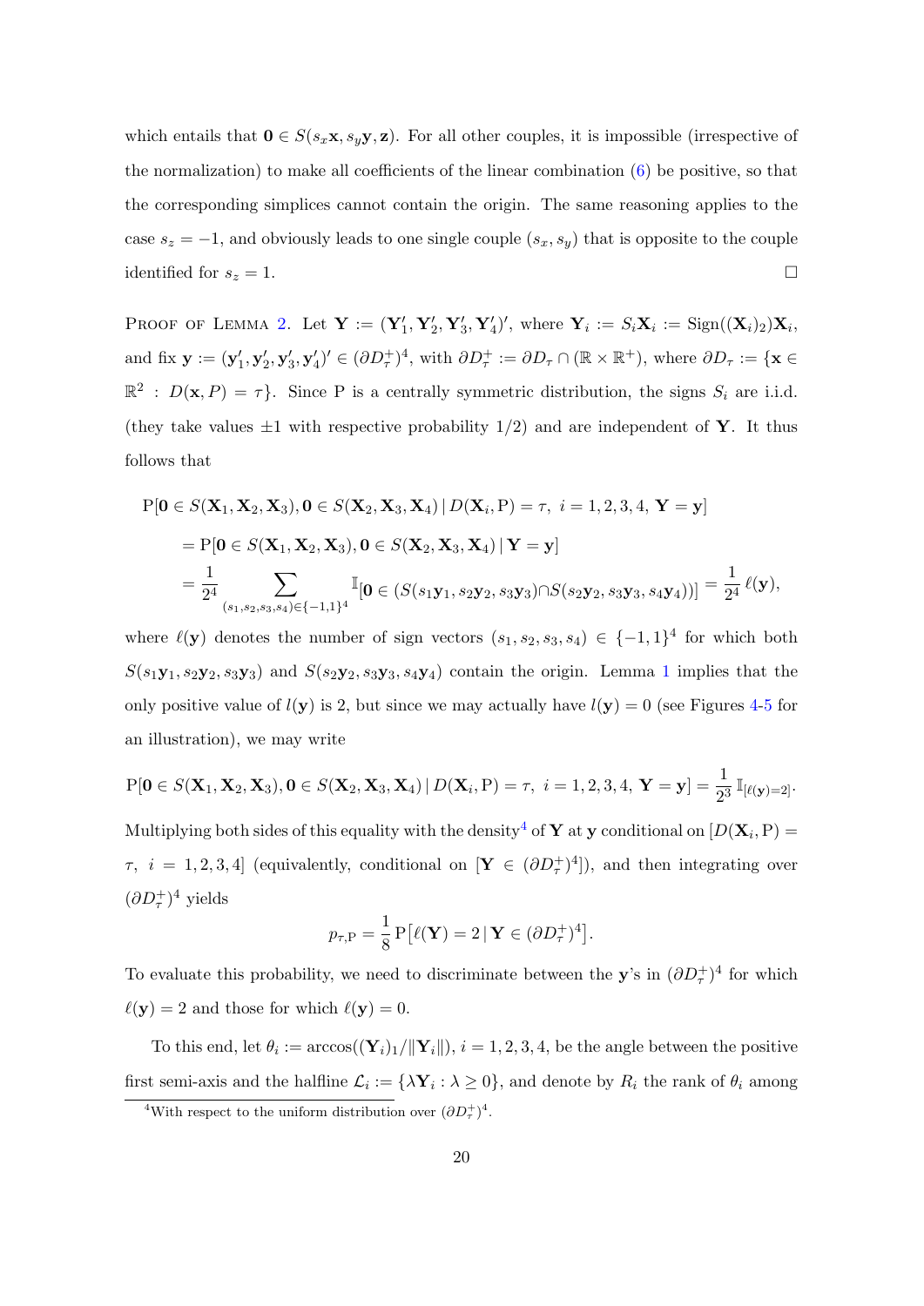which entails that $\mathbf{0} \in S(s_x\mathbf{x}, s_y\mathbf{y}, \mathbf{z})$. For all other couples, it is impossible (irrespective of the normalization) to make all coefficients of the linear combination (6) be positive, so that the corresponding simplices cannot contain the origin. The same reasoning applies to the case $s_z = -1$, and obviously leads to one single couple $(s_x, s_y)$ that is opposite to the couple identified for $s_z = 1$. □

Proof of Lemma 2. Let $\mathbf{Y} := (\mathbf{Y}_1', \mathbf{Y}_2', \mathbf{Y}_3', \mathbf{Y}_4')'$, where $\mathbf{Y}_i := S_i\mathbf{X}_i := \text{Sign}((\mathbf{X}_i)_2)\mathbf{X}_i$, and fix $\mathbf{y} := (\mathbf{y}_1', \mathbf{y}_2', \mathbf{y}_3', \mathbf{y}_4')' \in (\partial D_\tau^+)^4$, with $\partial D_\tau^+ := \partial D_\tau \cap (\mathbb{R} \times \mathbb{R}^+)$, where $\partial D_\tau := \{\mathbf{x} \in \mathbb{R}^2 : D(\mathbf{x}, P) = \tau\}$. Since P is a centrally symmetric distribution, the signs $S_i$ are i.i.d. (they take values $\pm 1$ with respective probability $1/2$) and are independent of $\mathbf{Y}$. It thus follows that

$$
\begin{aligned}
&\mathrm{P}[\mathbf{0} \in S(\mathbf{X}_1, \mathbf{X}_2, \mathbf{X}_3), \mathbf{0} \in S(\mathbf{X}_2, \mathbf{X}_3, \mathbf{X}_4) \,|\, D(\mathbf{X}_i, \mathrm{P}) = \tau,\ i = 1, 2, 3, 4,\ \mathbf{Y} = \mathbf{y}] \\
&\quad = \mathrm{P}[\mathbf{0} \in S(\mathbf{X}_1, \mathbf{X}_2, \mathbf{X}_3), \mathbf{0} \in S(\mathbf{X}_2, \mathbf{X}_3, \mathbf{X}_4) \,|\, \mathbf{Y} = \mathbf{y}] \\
&\quad = \frac{1}{2^4} \sum_{(s_1,s_2,s_3,s_4) \in \{-1,1\}^4} \mathbb{I}_{[\mathbf{0} \in (S(s_1\mathbf{y}_1, s_2\mathbf{y}_2, s_3\mathbf{y}_3) \cap S(s_2\mathbf{y}_2, s_3\mathbf{y}_3, s_4\mathbf{y}_4))]} = \frac{1}{2^4}\, \ell(\mathbf{y}),
\end{aligned}
$$

where $\ell(\mathbf{y})$ denotes the number of sign vectors $(s_1, s_2, s_3, s_4) \in \{-1, 1\}^4$ for which both $S(s_1\mathbf{y}_1, s_2\mathbf{y}_2, s_3\mathbf{y}_3)$ and $S(s_2\mathbf{y}_2, s_3\mathbf{y}_3, s_4\mathbf{y}_4)$ contain the origin. Lemma 1 implies that the only positive value of $l(\mathbf{y})$ is 2, but since we may actually have $l(\mathbf{y}) = 0$ (see Figures 4-5 for an illustration), we may write

$$
\mathrm{P}[\mathbf{0} \in S(\mathbf{X}_1, \mathbf{X}_2, \mathbf{X}_3), \mathbf{0} \in S(\mathbf{X}_2, \mathbf{X}_3, \mathbf{X}_4) \,|\, D(\mathbf{X}_i, \mathrm{P}) = \tau,\ i = 1, 2, 3, 4,\ \mathbf{Y} = \mathbf{y}] = \frac{1}{2^3}\, \mathbb{I}_{[\ell(\mathbf{y})=2]}.
$$

Multiplying both sides of this equality with the density[4] of $\mathbf{Y}$ at $\mathbf{y}$ conditional on $[D(\mathbf{X}_i, \mathrm{P}) = \tau,\ i = 1, 2, 3, 4]$ (equivalently, conditional on $[\mathbf{Y} \in (\partial D_\tau^+)^4]$), and then integrating over $(\partial D_\tau^+)^4$ yields

$$
p_{\tau,\mathrm{P}} = \frac{1}{8}\, \mathrm{P}\big[\ell(\mathbf{Y}) = 2 \,|\, \mathbf{Y} \in (\partial D_\tau^+)^4\big].
$$

To evaluate this probability, we need to discriminate between the $\mathbf{y}$'s in $(\partial D_\tau^+)^4$ for which $\ell(\mathbf{y}) = 2$ and those for which $\ell(\mathbf{y}) = 0$.

To this end, let $\theta_i := \arccos((\mathbf{Y}_i)_1/\|\mathbf{Y}_i\|)$, $i = 1, 2, 3, 4$, be the angle between the positive first semi-axis and the halfline $\mathcal{L}_i := \{\lambda\mathbf{Y}_i : \lambda \geq 0\}$, and denote by $R_i$ the rank of $\theta_i$ among

[4] With respect to the uniform distribution over $(\partial D_\tau^+)^4$.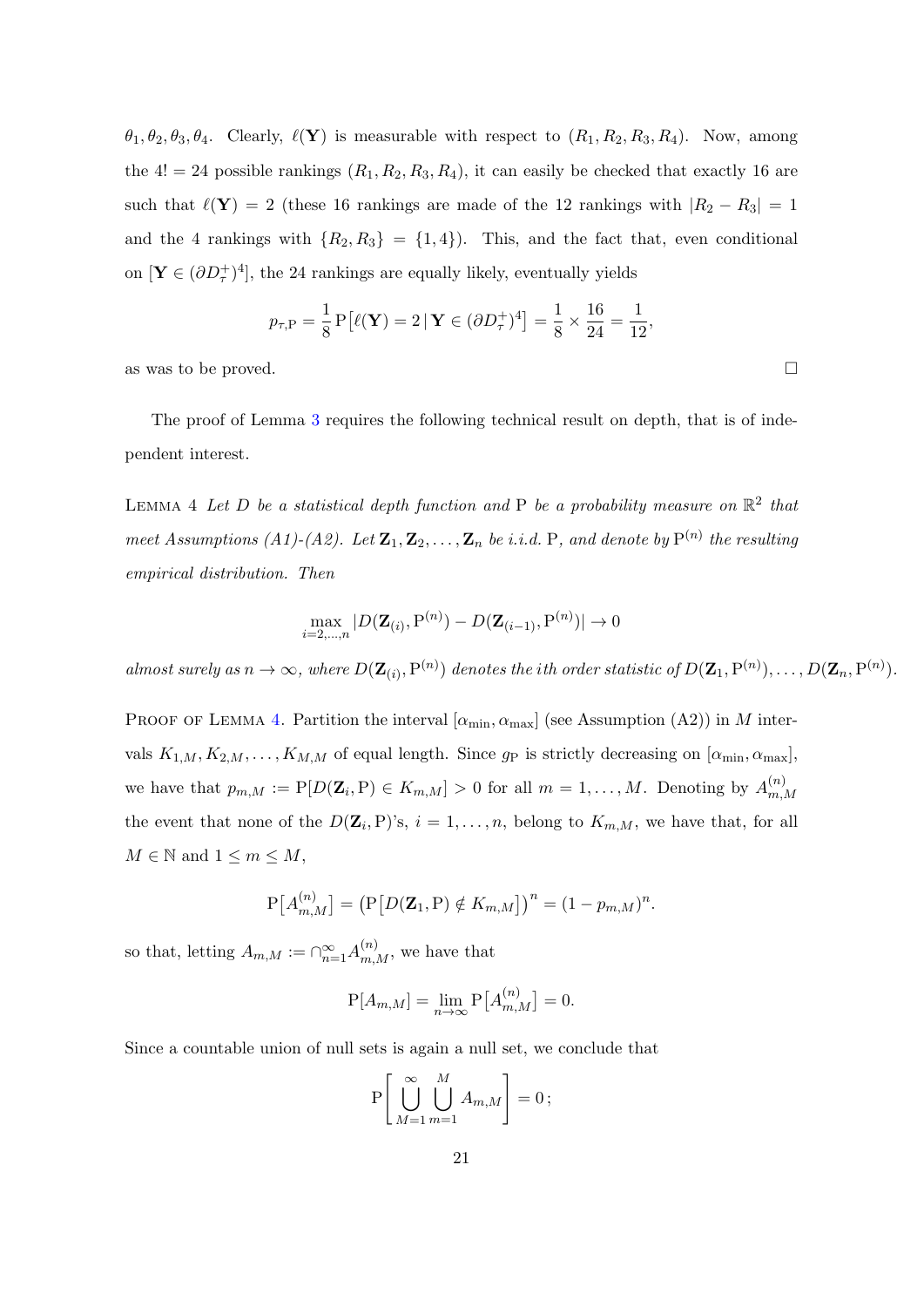$\theta_1, \theta_2, \theta_3, \theta_4$. Clearly, $\ell(\mathbf{Y})$ is measurable with respect to $(R_1, R_2, R_3, R_4)$. Now, among the $4! = 24$ possible rankings $(R_1, R_2, R_3, R_4)$, it can easily be checked that exactly 16 are such that $\ell(\mathbf{Y}) = 2$ (these 16 rankings are made of the 12 rankings with $|R_2 - R_3| = 1$ and the 4 rankings with $\{R_2, R_3\} = \{1, 4\}$). This, and the fact that, even conditional on $[\mathbf{Y} \in (\partial D_\tau^+)^4]$, the 24 rankings are equally likely, eventually yields

$$p_{\tau,\mathrm{P}} = \frac{1}{8}\,\mathrm{P}\big[\ell(\mathbf{Y}) = 2 \,|\, \mathbf{Y} \in (\partial D_\tau^+)^4\big] = \frac{1}{8} \times \frac{16}{24} = \frac{1}{12},$$

as was to be proved. $\square$

The proof of Lemma 3 requires the following technical result on depth, that is of independent interest.

Lemma 4 *Let $D$ be a statistical depth function and $\mathrm{P}$ be a probability measure on $\mathbb{R}^2$ that meet Assumptions (A1)-(A2). Let $\mathbf{Z}_1, \mathbf{Z}_2, \ldots, \mathbf{Z}_n$ be i.i.d. $\mathrm{P}$, and denote by $\mathrm{P}^{(n)}$ the resulting empirical distribution. Then*

$$\max_{i=2,\ldots,n} |D(\mathbf{Z}_{(i)}, \mathrm{P}^{(n)}) - D(\mathbf{Z}_{(i-1)}, \mathrm{P}^{(n)})| \to 0$$

*almost surely as $n \to \infty$, where $D(\mathbf{Z}_{(i)}, \mathrm{P}^{(n)})$ denotes the $i$th order statistic of $D(\mathbf{Z}_1, \mathrm{P}^{(n)}), \ldots, D(\mathbf{Z}_n, \mathrm{P}^{(n)})$.*

Proof of Lemma 4. Partition the interval $[\alpha_{\min}, \alpha_{\max}]$ (see Assumption (A2)) in $M$ intervals $K_{1,M}, K_{2,M}, \ldots, K_{M,M}$ of equal length. Since $g_{\mathrm{P}}$ is strictly decreasing on $[\alpha_{\min}, \alpha_{\max}]$, we have that $p_{m,M} := \mathrm{P}[D(\mathbf{Z}_i, \mathrm{P}) \in K_{m,M}] > 0$ for all $m = 1, \ldots, M$. Denoting by $A_{m,M}^{(n)}$ the event that none of the $D(\mathbf{Z}_i, \mathrm{P})$'s, $i = 1, \ldots, n$, belong to $K_{m,M}$, we have that, for all $M \in \mathbb{N}$ and $1 \leq m \leq M$,

$$\mathrm{P}\big[A_{m,M}^{(n)}\big] = \big(\mathrm{P}\big[D(\mathbf{Z}_1, \mathrm{P}) \notin K_{m,M}\big]\big)^n = (1 - p_{m,M})^n.$$

so that, letting $A_{m,M} := \cap_{n=1}^{\infty} A_{m,M}^{(n)}$, we have that

$$\mathrm{P}[A_{m,M}] = \lim_{n\to\infty} \mathrm{P}\big[A_{m,M}^{(n)}\big] = 0.$$

Since a countable union of null sets is again a null set, we conclude that

$$\mathrm{P}\left[\bigcup_{M=1}^{\infty} \bigcup_{m=1}^{M} A_{m,M}\right] = 0\,;$$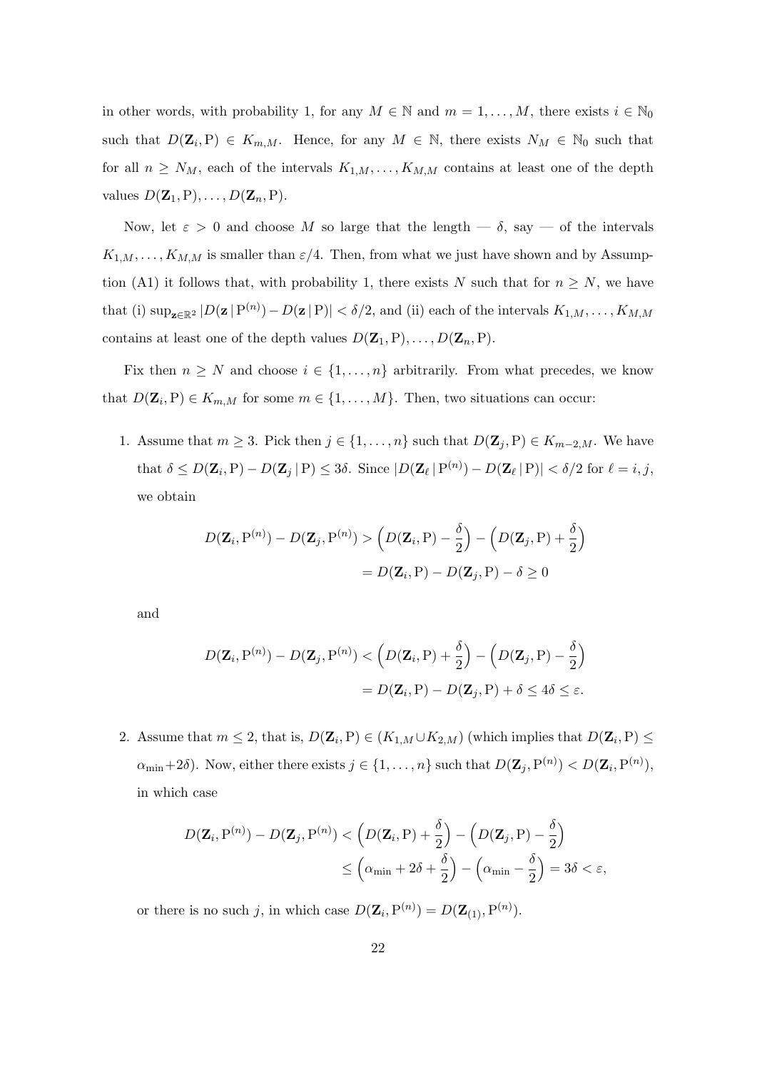in other words, with probability 1, for any $M \in \mathbb{N}$ and $m = 1, \ldots, M$, there exists $i \in \mathbb{N}_0$ such that $D(\mathbf{Z}_i, \mathrm{P}) \in K_{m,M}$. Hence, for any $M \in \mathbb{N}$, there exists $N_M \in \mathbb{N}_0$ such that for all $n \geq N_M$, each of the intervals $K_{1,M}, \ldots, K_{M,M}$ contains at least one of the depth values $D(\mathbf{Z}_1, \mathrm{P}), \ldots, D(\mathbf{Z}_n, \mathrm{P})$.

Now, let $\varepsilon > 0$ and choose $M$ so large that the length — $\delta$, say — of the intervals $K_{1,M}, \ldots, K_{M,M}$ is smaller than $\varepsilon/4$. Then, from what we just have shown and by Assumption (A1) it follows that, with probability 1, there exists $N$ such that for $n \geq N$, we have that (i) $\sup_{\mathbf{z} \in \mathbb{R}^2} |D(\mathbf{z} \,|\, \mathrm{P}^{(n)}) - D(\mathbf{z} \,|\, \mathrm{P})| < \delta/2$, and (ii) each of the intervals $K_{1,M}, \ldots, K_{M,M}$ contains at least one of the depth values $D(\mathbf{Z}_1, \mathrm{P}), \ldots, D(\mathbf{Z}_n, \mathrm{P})$.

Fix then $n \geq N$ and choose $i \in \{1, \ldots, n\}$ arbitrarily. From what precedes, we know that $D(\mathbf{Z}_i, \mathrm{P}) \in K_{m,M}$ for some $m \in \{1, \ldots, M\}$. Then, two situations can occur:

1. Assume that $m \geq 3$. Pick then $j \in \{1, \ldots, n\}$ such that $D(\mathbf{Z}_j, \mathrm{P}) \in K_{m-2,M}$. We have that $\delta \leq D(\mathbf{Z}_i, \mathrm{P}) - D(\mathbf{Z}_j \,|\, \mathrm{P}) \leq 3\delta$. Since $|D(\mathbf{Z}_\ell \,|\, \mathrm{P}^{(n)}) - D(\mathbf{Z}_\ell \,|\, \mathrm{P})| < \delta/2$ for $\ell = i, j$, we obtain

$$D(\mathbf{Z}_i, \mathrm{P}^{(n)}) - D(\mathbf{Z}_j, \mathrm{P}^{(n)}) > \Big(D(\mathbf{Z}_i, \mathrm{P}) - \frac{\delta}{2}\Big) - \Big(D(\mathbf{Z}_j, \mathrm{P}) + \frac{\delta}{2}\Big)$$
$$= D(\mathbf{Z}_i, \mathrm{P}) - D(\mathbf{Z}_j, \mathrm{P}) - \delta \geq 0$$

and

$$D(\mathbf{Z}_i, \mathrm{P}^{(n)}) - D(\mathbf{Z}_j, \mathrm{P}^{(n)}) < \Big(D(\mathbf{Z}_i, \mathrm{P}) + \frac{\delta}{2}\Big) - \Big(D(\mathbf{Z}_j, \mathrm{P}) - \frac{\delta}{2}\Big)$$
$$= D(\mathbf{Z}_i, \mathrm{P}) - D(\mathbf{Z}_j, \mathrm{P}) + \delta \leq 4\delta \leq \varepsilon.$$

2. Assume that $m \leq 2$, that is, $D(\mathbf{Z}_i, \mathrm{P}) \in (K_{1,M} \cup K_{2,M})$ (which implies that $D(\mathbf{Z}_i, \mathrm{P}) \leq \alpha_{\min} + 2\delta$). Now, either there exists $j \in \{1, \ldots, n\}$ such that $D(\mathbf{Z}_j, \mathrm{P}^{(n)}) < D(\mathbf{Z}_i, \mathrm{P}^{(n)})$, in which case

$$D(\mathbf{Z}_i, \mathrm{P}^{(n)}) - D(\mathbf{Z}_j, \mathrm{P}^{(n)}) < \Big(D(\mathbf{Z}_i, \mathrm{P}) + \frac{\delta}{2}\Big) - \Big(D(\mathbf{Z}_j, \mathrm{P}) - \frac{\delta}{2}\Big)$$
$$\leq \Big(\alpha_{\min} + 2\delta + \frac{\delta}{2}\Big) - \Big(\alpha_{\min} - \frac{\delta}{2}\Big) = 3\delta < \varepsilon,$$

or there is no such $j$, in which case $D(\mathbf{Z}_i, \mathrm{P}^{(n)}) = D(\mathbf{Z}_{(1)}, \mathrm{P}^{(n)})$.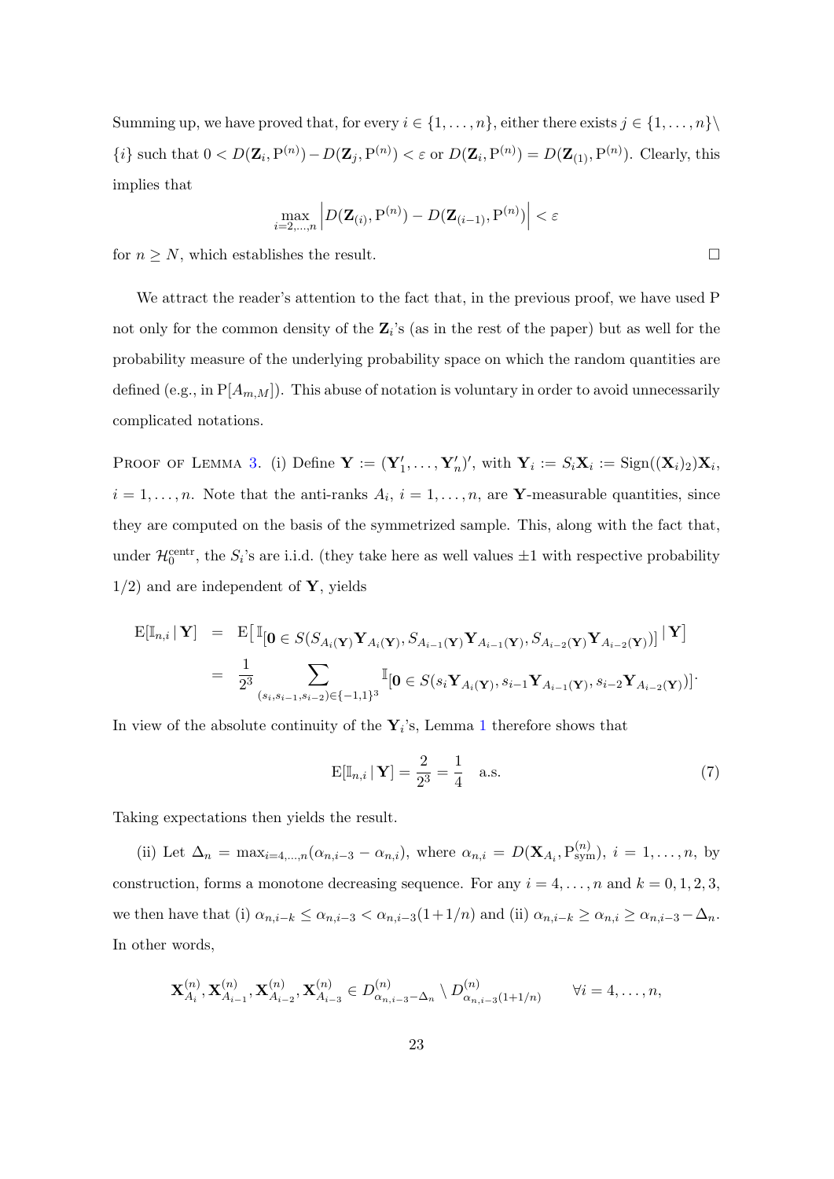Summing up, we have proved that, for every $i \in \{1, \ldots, n\}$, either there exists $j \in \{1, \ldots, n\} \setminus \{i\}$ such that $0 < D(\mathbf{Z}_i, \mathrm{P}^{(n)}) - D(\mathbf{Z}_j, \mathrm{P}^{(n)}) < \varepsilon$ or $D(\mathbf{Z}_i, \mathrm{P}^{(n)}) = D(\mathbf{Z}_{(1)}, \mathrm{P}^{(n)})$. Clearly, this implies that

$$\max_{i=2,\ldots,n} \left| D(\mathbf{Z}_{(i)}, \mathrm{P}^{(n)}) - D(\mathbf{Z}_{(i-1)}, \mathrm{P}^{(n)}) \right| < \varepsilon$$

for $n \geq N$, which establishes the result. $\square$

We attract the reader's attention to the fact that, in the previous proof, we have used P not only for the common density of the $\mathbf{Z}_i$'s (as in the rest of the paper) but as well for the probability measure of the underlying probability space on which the random quantities are defined (e.g., in $\mathrm{P}[A_{m,M}]$). This abuse of notation is voluntary in order to avoid unnecessarily complicated notations.

Proof of Lemma 3. (i) Define $\mathbf{Y} := (\mathbf{Y}_1', \ldots, \mathbf{Y}_n')'$, with $\mathbf{Y}_i := S_i \mathbf{X}_i := \mathrm{Sign}((\mathbf{X}_i)_2)\mathbf{X}_i$, $i = 1, \ldots, n$. Note that the anti-ranks $A_i$, $i = 1, \ldots, n$, are $\mathbf{Y}$-measurable quantities, since they are computed on the basis of the symmetrized sample. This, along with the fact that, under $\mathcal{H}_0^{\mathrm{centr}}$, the $S_i$'s are i.i.d. (they take here as well values $\pm 1$ with respective probability $1/2$) and are independent of $\mathbf{Y}$, yields

$$\begin{aligned}
\mathrm{E}[\mathbb{I}_{n,i} \,|\, \mathbf{Y}] &= \mathrm{E}\big[\mathbb{I}_{[\mathbf{0} \in S(S_{A_i(\mathbf{Y})}\mathbf{Y}_{A_i(\mathbf{Y})}, S_{A_{i-1}(\mathbf{Y})}\mathbf{Y}_{A_{i-1}(\mathbf{Y})}, S_{A_{i-2}(\mathbf{Y})}\mathbf{Y}_{A_{i-2}(\mathbf{Y})})]} \,|\, \mathbf{Y}\big] \\
&= \frac{1}{2^3} \sum_{(s_i, s_{i-1}, s_{i-2}) \in \{-1,1\}^3} \mathbb{I}_{[\mathbf{0} \in S(s_i \mathbf{Y}_{A_i(\mathbf{Y})}, s_{i-1}\mathbf{Y}_{A_{i-1}(\mathbf{Y})}, s_{i-2}\mathbf{Y}_{A_{i-2}(\mathbf{Y})})]}.
\end{aligned}$$

In view of the absolute continuity of the $\mathbf{Y}_i$'s, Lemma 1 therefore shows that

$$\mathrm{E}[\mathbb{I}_{n,i} \,|\, \mathbf{Y}] = \frac{2}{2^3} = \frac{1}{4} \quad \text{a.s.} \tag{7}$$

Taking expectations then yields the result.

(ii) Let $\Delta_n = \max_{i=4,\ldots,n}(\alpha_{n,i-3} - \alpha_{n,i})$, where $\alpha_{n,i} = D(\mathbf{X}_{A_i}, \mathrm{P}_{\mathrm{sym}}^{(n)})$, $i = 1, \ldots, n$, by construction, forms a monotone decreasing sequence. For any $i = 4, \ldots, n$ and $k = 0, 1, 2, 3$, we then have that (i) $\alpha_{n,i-k} \leq \alpha_{n,i-3} < \alpha_{n,i-3}(1+1/n)$ and (ii) $\alpha_{n,i-k} \geq \alpha_{n,i} \geq \alpha_{n,i-3} - \Delta_n$. In other words,

$$\mathbf{X}_{A_i}^{(n)}, \mathbf{X}_{A_{i-1}}^{(n)}, \mathbf{X}_{A_{i-2}}^{(n)}, \mathbf{X}_{A_{i-3}}^{(n)} \in D_{\alpha_{n,i-3}-\Delta_n}^{(n)} \setminus D_{\alpha_{n,i-3}(1+1/n)}^{(n)} \qquad \forall i = 4, \ldots, n,$$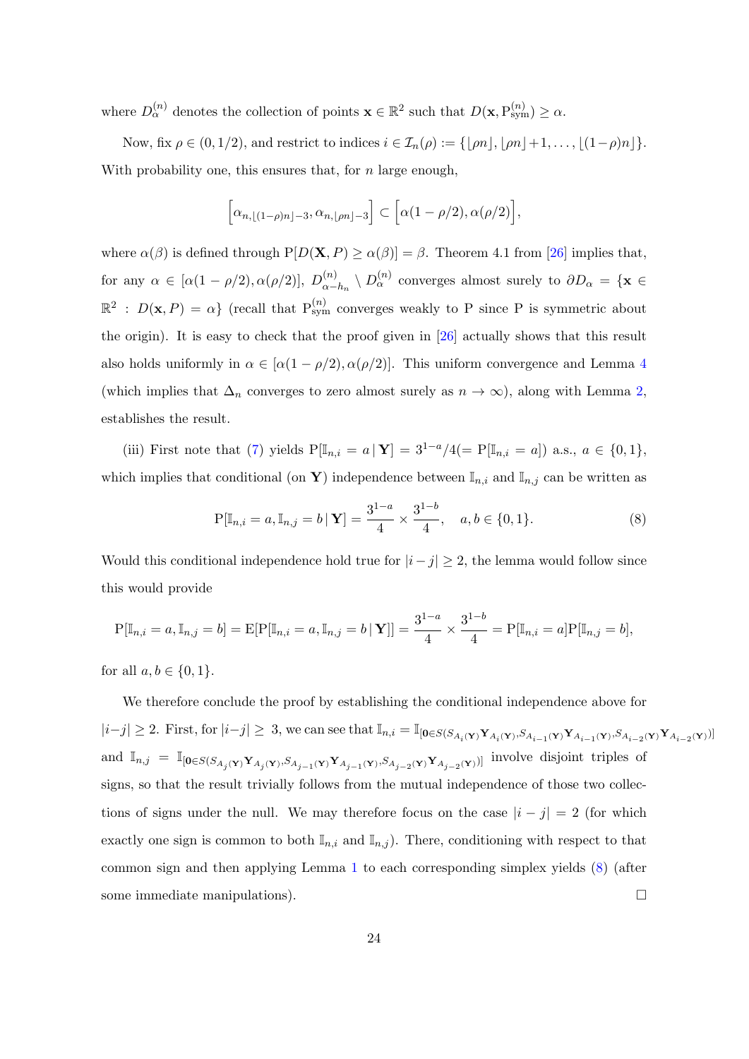where $D_\alpha^{(n)}$ denotes the collection of points $\mathbf{x} \in \mathbb{R}^2$ such that $D(\mathbf{x}, \mathrm{P}_{\mathrm{sym}}^{(n)}) \geq \alpha$.

Now, fix $\rho \in (0, 1/2)$, and restrict to indices $i \in \mathcal{I}_n(\rho) := \{\lfloor \rho n \rfloor, \lfloor \rho n \rfloor + 1, \ldots, \lfloor (1-\rho)n \rfloor\}$. With probability one, this ensures that, for $n$ large enough,

$$
\Big[\alpha_{n,\lfloor (1-\rho)n \rfloor - 3}, \alpha_{n,\lfloor \rho n \rfloor - 3}\Big] \subset \Big[\alpha(1-\rho/2), \alpha(\rho/2)\Big],
$$

where $\alpha(\beta)$ is defined through $\mathrm{P}[D(\mathbf{X}, P) \geq \alpha(\beta)] = \beta$. Theorem 4.1 from [26] implies that, for any $\alpha \in [\alpha(1-\rho/2), \alpha(\rho/2)]$, $D_{\alpha - h_n}^{(n)} \setminus D_\alpha^{(n)}$ converges almost surely to $\partial D_\alpha = \{\mathbf{x} \in \mathbb{R}^2 : D(\mathbf{x}, P) = \alpha\}$ (recall that $\mathrm{P}_{\mathrm{sym}}^{(n)}$ converges weakly to P since P is symmetric about the origin). It is easy to check that the proof given in [26] actually shows that this result also holds uniformly in $\alpha \in [\alpha(1-\rho/2), \alpha(\rho/2)]$. This uniform convergence and Lemma 4 (which implies that $\Delta_n$ converges to zero almost surely as $n \to \infty$), along with Lemma 2, establishes the result.

(iii) First note that (7) yields $\mathrm{P}[\mathbb{I}_{n,i} = a \,|\, \mathbf{Y}] = 3^{1-a}/4 (= \mathrm{P}[\mathbb{I}_{n,i} = a])$ a.s., $a \in \{0, 1\}$, which implies that conditional (on $\mathbf{Y}$) independence between $\mathbb{I}_{n,i}$ and $\mathbb{I}_{n,j}$ can be written as

$$
\mathrm{P}[\mathbb{I}_{n,i} = a, \mathbb{I}_{n,j} = b \,|\, \mathbf{Y}] = \frac{3^{1-a}}{4} \times \frac{3^{1-b}}{4}, \quad a, b \in \{0, 1\}. \tag{8}
$$

Would this conditional independence hold true for $|i - j| \geq 2$, the lemma would follow since this would provide

$$
\mathrm{P}[\mathbb{I}_{n,i} = a, \mathbb{I}_{n,j} = b] = \mathrm{E}[\mathrm{P}[\mathbb{I}_{n,i} = a, \mathbb{I}_{n,j} = b \,|\, \mathbf{Y}]] = \frac{3^{1-a}}{4} \times \frac{3^{1-b}}{4} = \mathrm{P}[\mathbb{I}_{n,i} = a]\mathrm{P}[\mathbb{I}_{n,j} = b],
$$

for all $a, b \in \{0, 1\}$.

We therefore conclude the proof by establishing the conditional independence above for $|i-j| \geq 2$. First, for $|i-j| \geq 3$, we can see that $\mathbb{I}_{n,i} = \mathbb{I}_{[\mathbf{0} \in S(S_{A_i(\mathbf{Y})}\mathbf{Y}_{A_i(\mathbf{Y})}, S_{A_{i-1}(\mathbf{Y})}\mathbf{Y}_{A_{i-1}(\mathbf{Y})}, S_{A_{i-2}(\mathbf{Y})}\mathbf{Y}_{A_{i-2}(\mathbf{Y})})]}$ and $\mathbb{I}_{n,j} = \mathbb{I}_{[\mathbf{0} \in S(S_{A_j(\mathbf{Y})}\mathbf{Y}_{A_j(\mathbf{Y})}, S_{A_{j-1}(\mathbf{Y})}\mathbf{Y}_{A_{j-1}(\mathbf{Y})}, S_{A_{j-2}(\mathbf{Y})}\mathbf{Y}_{A_{j-2}(\mathbf{Y})})]}$ involve disjoint triples of signs, so that the result trivially follows from the mutual independence of those two collections of signs under the null. We may therefore focus on the case $|i - j| = 2$ (for which exactly one sign is common to both $\mathbb{I}_{n,i}$ and $\mathbb{I}_{n,j}$). There, conditioning with respect to that common sign and then applying Lemma 1 to each corresponding simplex yields (8) (after some immediate manipulations). □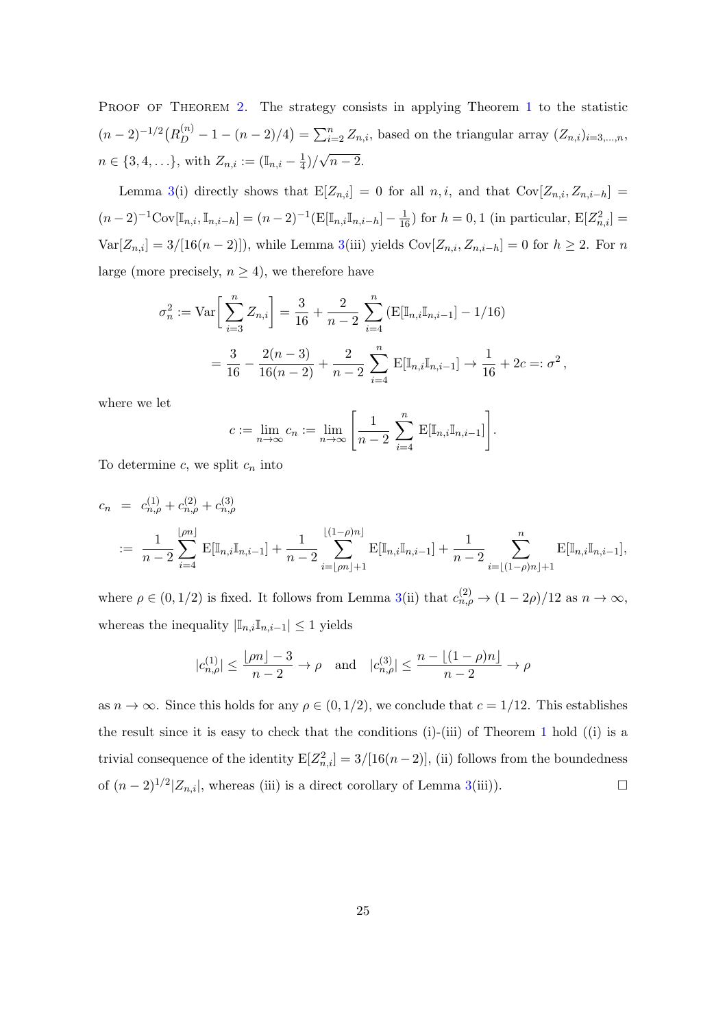Proof of Theorem 2. The strategy consists in applying Theorem 1 to the statistic $(n-2)^{-1/2}\big(R_D^{(n)} - 1 - (n-2)/4\big) = \sum_{i=2}^n Z_{n,i}$, based on the triangular array $(Z_{n,i})_{i=3,\ldots,n}$, $n \in \{3,4,\ldots\}$, with $Z_{n,i} := (\mathbb{I}_{n,i} - \frac{1}{4})/\sqrt{n-2}$.

Lemma 3(i) directly shows that $\mathrm{E}[Z_{n,i}] = 0$ for all $n, i$, and that $\mathrm{Cov}[Z_{n,i}, Z_{n,i-h}] = (n-2)^{-1}\mathrm{Cov}[\mathbb{I}_{n,i}, \mathbb{I}_{n,i-h}] = (n-2)^{-1}(\mathrm{E}[\mathbb{I}_{n,i}\mathbb{I}_{n,i-h}] - \frac{1}{16})$ for $h = 0, 1$ (in particular, $\mathrm{E}[Z_{n,i}^2] = \mathrm{Var}[Z_{n,i}] = 3/[16(n-2)]$), while Lemma 3(iii) yields $\mathrm{Cov}[Z_{n,i}, Z_{n,i-h}] = 0$ for $h \geq 2$. For $n$ large (more precisely, $n \geq 4$), we therefore have

$$
\begin{aligned}
\sigma_n^2 := \mathrm{Var}\bigg[\sum_{i=3}^n Z_{n,i}\bigg] &= \frac{3}{16} + \frac{2}{n-2}\sum_{i=4}^n \left(\mathrm{E}[\mathbb{I}_{n,i}\mathbb{I}_{n,i-1}] - 1/16\right) \\
&= \frac{3}{16} - \frac{2(n-3)}{16(n-2)} + \frac{2}{n-2}\sum_{i=4}^n \mathrm{E}[\mathbb{I}_{n,i}\mathbb{I}_{n,i-1}] \to \frac{1}{16} + 2c =: \sigma^2\,,
\end{aligned}
$$

where we let

$$
c := \lim_{n\to\infty} c_n := \lim_{n\to\infty} \bigg[\frac{1}{n-2}\sum_{i=4}^n \mathrm{E}[\mathbb{I}_{n,i}\mathbb{I}_{n,i-1}]\bigg].
$$

To determine $c$, we split $c_n$ into

$$
\begin{aligned}
c_n &= c_{n,\rho}^{(1)} + c_{n,\rho}^{(2)} + c_{n,\rho}^{(3)} \\
&:= \frac{1}{n-2}\sum_{i=4}^{\lfloor \rho n \rfloor} \mathrm{E}[\mathbb{I}_{n,i}\mathbb{I}_{n,i-1}] + \frac{1}{n-2}\sum_{i=\lfloor \rho n \rfloor + 1}^{\lfloor (1-\rho) n \rfloor} \mathrm{E}[\mathbb{I}_{n,i}\mathbb{I}_{n,i-1}] + \frac{1}{n-2}\sum_{i=\lfloor (1-\rho) n \rfloor + 1}^{n} \mathrm{E}[\mathbb{I}_{n,i}\mathbb{I}_{n,i-1}],
\end{aligned}
$$

where $\rho \in (0, 1/2)$ is fixed. It follows from Lemma 3(ii) that $c_{n,\rho}^{(2)} \to (1-2\rho)/12$ as $n \to \infty$, whereas the inequality $|\mathbb{I}_{n,i}\mathbb{I}_{n,i-1}| \leq 1$ yields

$$
|c_{n,\rho}^{(1)}| \leq \frac{\lfloor \rho n \rfloor - 3}{n-2} \to \rho \quad \text{and} \quad |c_{n,\rho}^{(3)}| \leq \frac{n - \lfloor (1-\rho) n \rfloor}{n-2} \to \rho
$$

as $n \to \infty$. Since this holds for any $\rho \in (0, 1/2)$, we conclude that $c = 1/12$. This establishes the result since it is easy to check that the conditions (i)-(iii) of Theorem 1 hold ((i) is a trivial consequence of the identity $\mathrm{E}[Z_{n,i}^2] = 3/[16(n-2)]$, (ii) follows from the boundedness of $(n-2)^{1/2}|Z_{n,i}|$, whereas (iii) is a direct corollary of Lemma 3(iii)). $\square$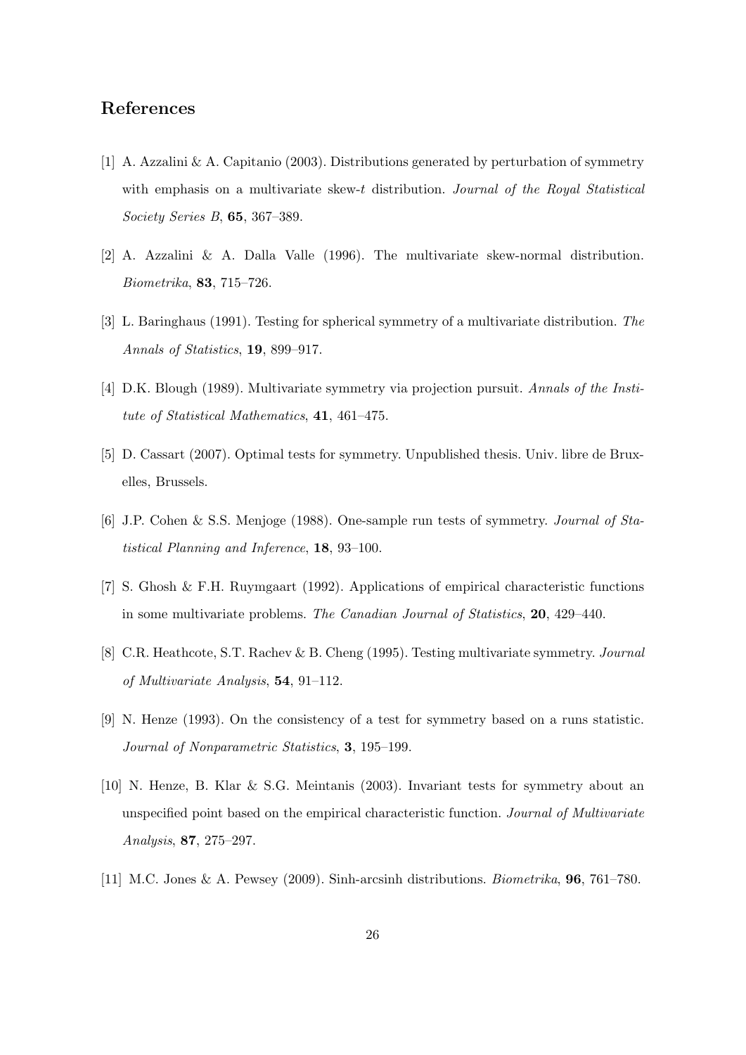## References

[1] A. Azzalini & A. Capitanio (2003). Distributions generated by perturbation of symmetry with emphasis on a multivariate skew-$t$ distribution. *Journal of the Royal Statistical Society Series B*, **65**, 367–389.

[2] A. Azzalini & A. Dalla Valle (1996). The multivariate skew-normal distribution. *Biometrika*, **83**, 715–726.

[3] L. Baringhaus (1991). Testing for spherical symmetry of a multivariate distribution. *The Annals of Statistics*, **19**, 899–917.

[4] D.K. Blough (1989). Multivariate symmetry via projection pursuit. *Annals of the Institute of Statistical Mathematics*, **41**, 461–475.

[5] D. Cassart (2007). Optimal tests for symmetry. Unpublished thesis. Univ. libre de Bruxelles, Brussels.

[6] J.P. Cohen & S.S. Menjoge (1988). One-sample run tests of symmetry. *Journal of Statistical Planning and Inference*, **18**, 93–100.

[7] S. Ghosh & F.H. Ruymgaart (1992). Applications of empirical characteristic functions in some multivariate problems. *The Canadian Journal of Statistics*, **20**, 429–440.

[8] C.R. Heathcote, S.T. Rachev & B. Cheng (1995). Testing multivariate symmetry. *Journal of Multivariate Analysis*, **54**, 91–112.

[9] N. Henze (1993). On the consistency of a test for symmetry based on a runs statistic. *Journal of Nonparametric Statistics*, **3**, 195–199.

[10] N. Henze, B. Klar & S.G. Meintanis (2003). Invariant tests for symmetry about an unspecified point based on the empirical characteristic function. *Journal of Multivariate Analysis*, **87**, 275–297.

[11] M.C. Jones & A. Pewsey (2009). Sinh-arcsinh distributions. *Biometrika*, **96**, 761–780.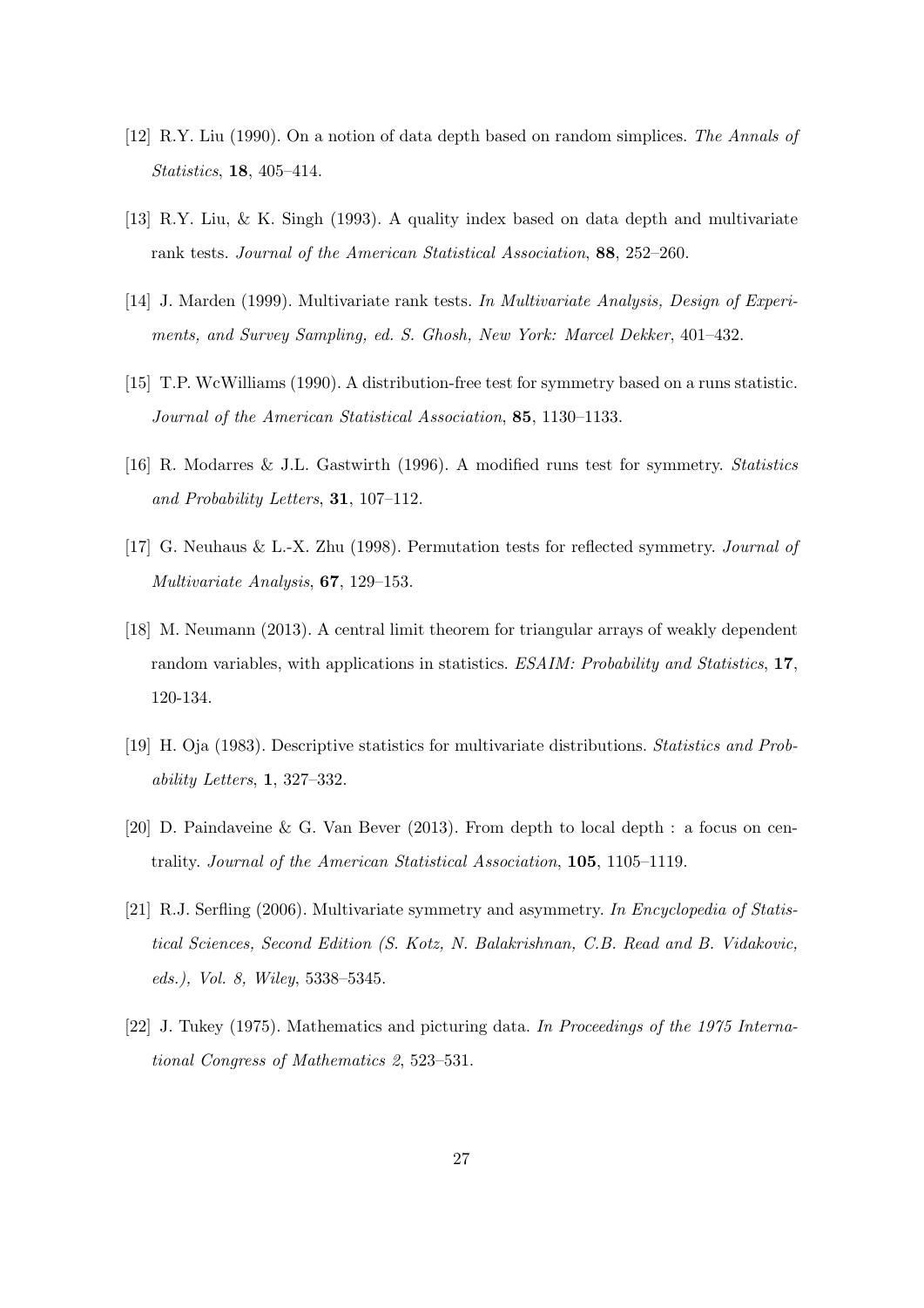[12] R.Y. Liu (1990). On a notion of data depth based on random simplices. *The Annals of Statistics*, **18**, 405–414.

[13] R.Y. Liu, & K. Singh (1993). A quality index based on data depth and multivariate rank tests. *Journal of the American Statistical Association*, **88**, 252–260.

[14] J. Marden (1999). Multivariate rank tests. *In Multivariate Analysis, Design of Experiments, and Survey Sampling, ed. S. Ghosh, New York: Marcel Dekker*, 401–432.

[15] T.P. WcWilliams (1990). A distribution-free test for symmetry based on a runs statistic. *Journal of the American Statistical Association*, **85**, 1130–1133.

[16] R. Modarres & J.L. Gastwirth (1996). A modified runs test for symmetry. *Statistics and Probability Letters*, **31**, 107–112.

[17] G. Neuhaus & L.-X. Zhu (1998). Permutation tests for reflected symmetry. *Journal of Multivariate Analysis*, **67**, 129–153.

[18] M. Neumann (2013). A central limit theorem for triangular arrays of weakly dependent random variables, with applications in statistics. *ESAIM: Probability and Statistics*, **17**, 120-134.

[19] H. Oja (1983). Descriptive statistics for multivariate distributions. *Statistics and Probability Letters*, **1**, 327–332.

[20] D. Paindaveine & G. Van Bever (2013). From depth to local depth : a focus on centrality. *Journal of the American Statistical Association*, **105**, 1105–1119.

[21] R.J. Serfling (2006). Multivariate symmetry and asymmetry. *In Encyclopedia of Statistical Sciences, Second Edition (S. Kotz, N. Balakrishnan, C.B. Read and B. Vidakovic, eds.), Vol. 8, Wiley*, 5338–5345.

[22] J. Tukey (1975). Mathematics and picturing data. *In Proceedings of the 1975 International Congress of Mathematics 2*, 523–531.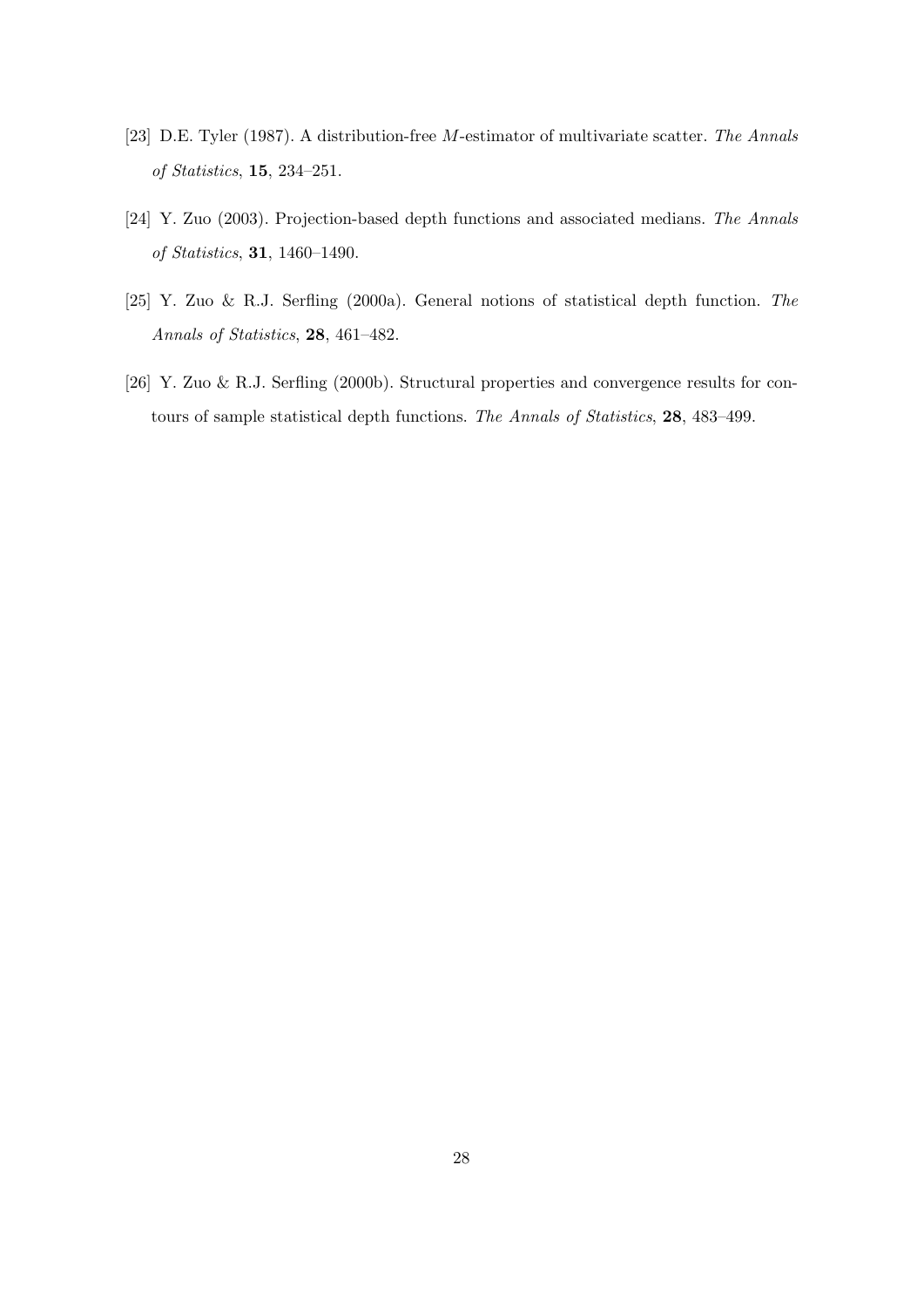[23] D.E. Tyler (1987). A distribution-free $M$-estimator of multivariate scatter. *The Annals of Statistics*, **15**, 234–251.

[24] Y. Zuo (2003). Projection-based depth functions and associated medians. *The Annals of Statistics*, **31**, 1460–1490.

[25] Y. Zuo & R.J. Serfling (2000a). General notions of statistical depth function. *The Annals of Statistics*, **28**, 461–482.

[26] Y. Zuo & R.J. Serfling (2000b). Structural properties and convergence results for contours of sample statistical depth functions. *The Annals of Statistics*, **28**, 483–499.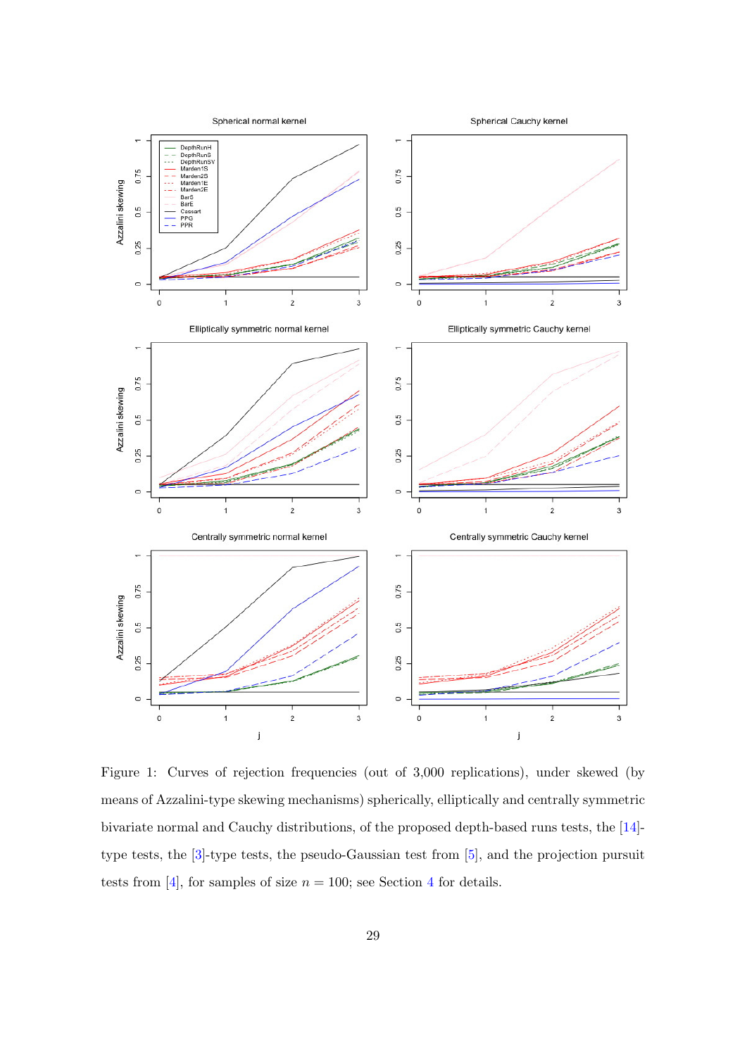Figure 1: Curves of rejection frequencies (out of 3,000 replications), under skewed (by means of Azzalini-type skewing mechanisms) spherically, elliptically and centrally symmetric bivariate normal and Cauchy distributions, of the proposed depth-based runs tests, the [14]-type tests, the [3]-type tests, the pseudo-Gaussian test from [5], and the projection pursuit tests from [4], for samples of size $n = 100$; see Section 4 for details.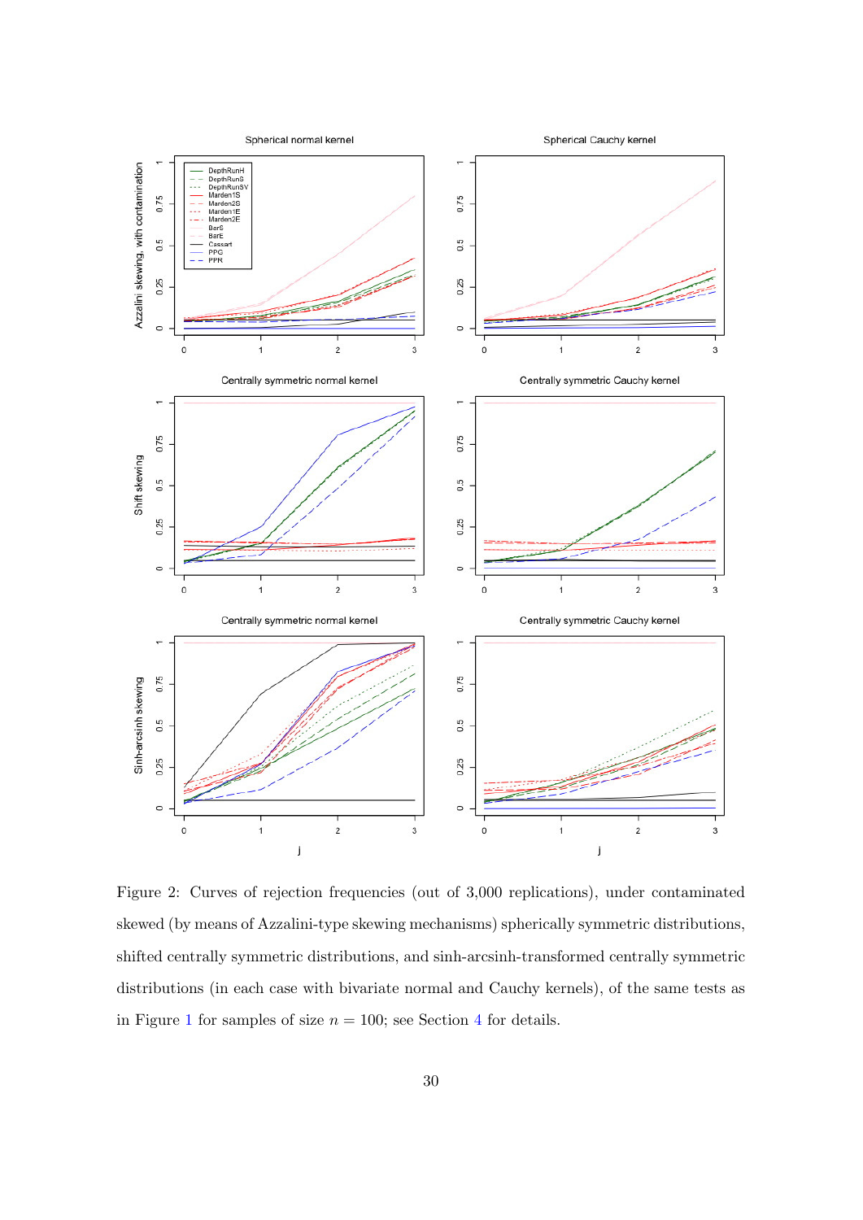Figure 2: Curves of rejection frequencies (out of 3,000 replications), under contaminated skewed (by means of Azzalini-type skewing mechanisms) spherically symmetric distributions, shifted centrally symmetric distributions, and sinh-arcsinh-transformed centrally symmetric distributions (in each case with bivariate normal and Cauchy kernels), of the same tests as in Figure 1 for samples of size $n = 100$; see Section 4 for details.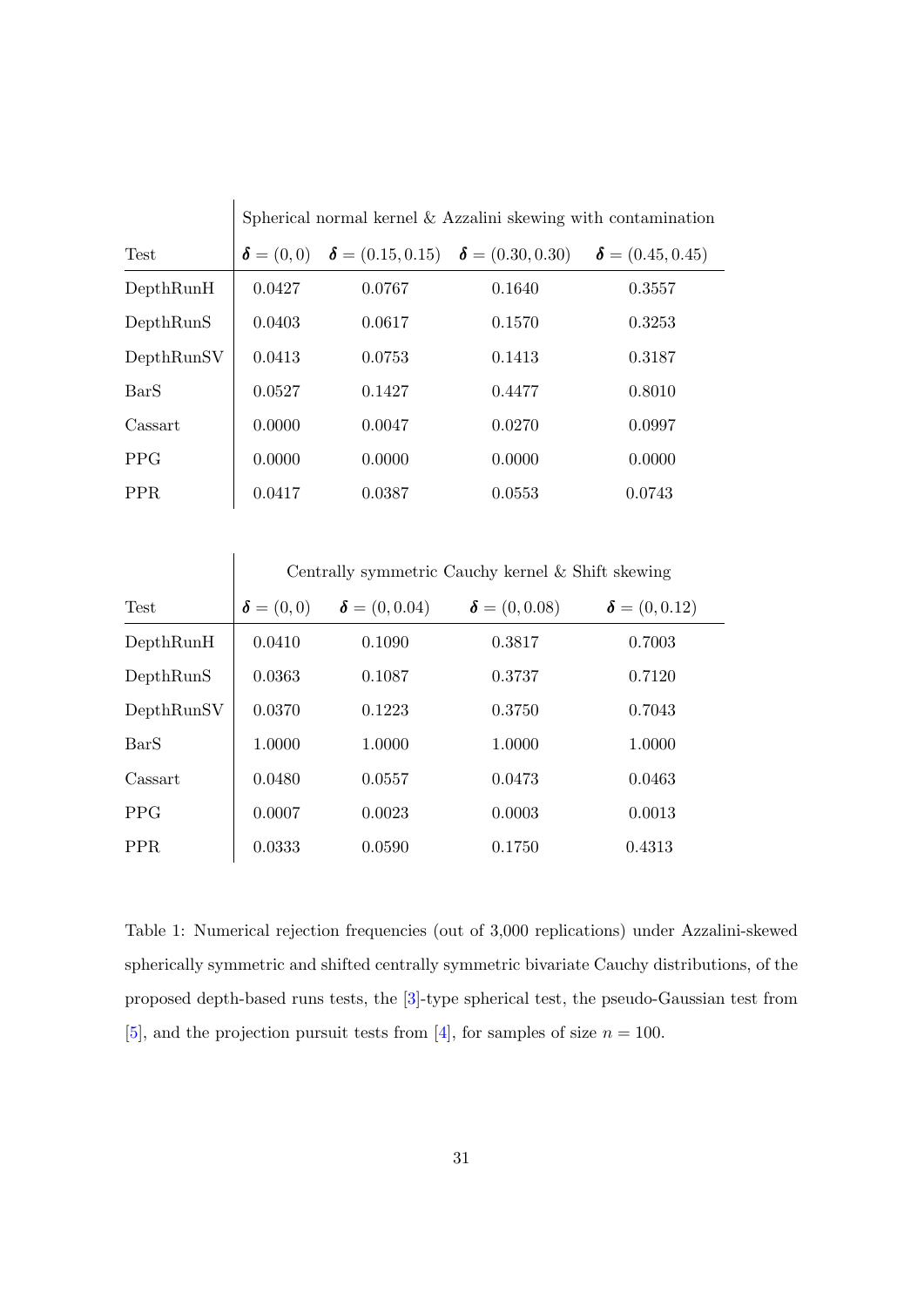| Test | Spherical normal kernel & Azzalini skewing with contamination | | | |
|---|---|---|---|---|
| | $\boldsymbol{\delta} = (0, 0)$ | $\boldsymbol{\delta} = (0.15, 0.15)$ | $\boldsymbol{\delta} = (0.30, 0.30)$ | $\boldsymbol{\delta} = (0.45, 0.45)$ |
| DepthRunH | 0.0427 | 0.0767 | 0.1640 | 0.3557 |
| DepthRunS | 0.0403 | 0.0617 | 0.1570 | 0.3253 |
| DepthRunSV | 0.0413 | 0.0753 | 0.1413 | 0.3187 |
| BarS | 0.0527 | 0.1427 | 0.4477 | 0.8010 |
| Cassart | 0.0000 | 0.0047 | 0.0270 | 0.0997 |
| PPG | 0.0000 | 0.0000 | 0.0000 | 0.0000 |
| PPR | 0.0417 | 0.0387 | 0.0553 | 0.0743 |

| Test | Centrally symmetric Cauchy kernel & Shift skewing | | | |
|---|---|---|---|---|
| | $\boldsymbol{\delta} = (0, 0)$ | $\boldsymbol{\delta} = (0, 0.04)$ | $\boldsymbol{\delta} = (0, 0.08)$ | $\boldsymbol{\delta} = (0, 0.12)$ |
| DepthRunH | 0.0410 | 0.1090 | 0.3817 | 0.7003 |
| DepthRunS | 0.0363 | 0.1087 | 0.3737 | 0.7120 |
| DepthRunSV | 0.0370 | 0.1223 | 0.3750 | 0.7043 |
| BarS | 1.0000 | 1.0000 | 1.0000 | 1.0000 |
| Cassart | 0.0480 | 0.0557 | 0.0473 | 0.0463 |
| PPG | 0.0007 | 0.0023 | 0.0003 | 0.0013 |
| PPR | 0.0333 | 0.0590 | 0.1750 | 0.4313 |

Table 1: Numerical rejection frequencies (out of 3,000 replications) under Azzalini-skewed spherically symmetric and shifted centrally symmetric bivariate Cauchy distributions, of the proposed depth-based runs tests, the [3]-type spherical test, the pseudo-Gaussian test from [5], and the projection pursuit tests from [4], for samples of size $n = 100$.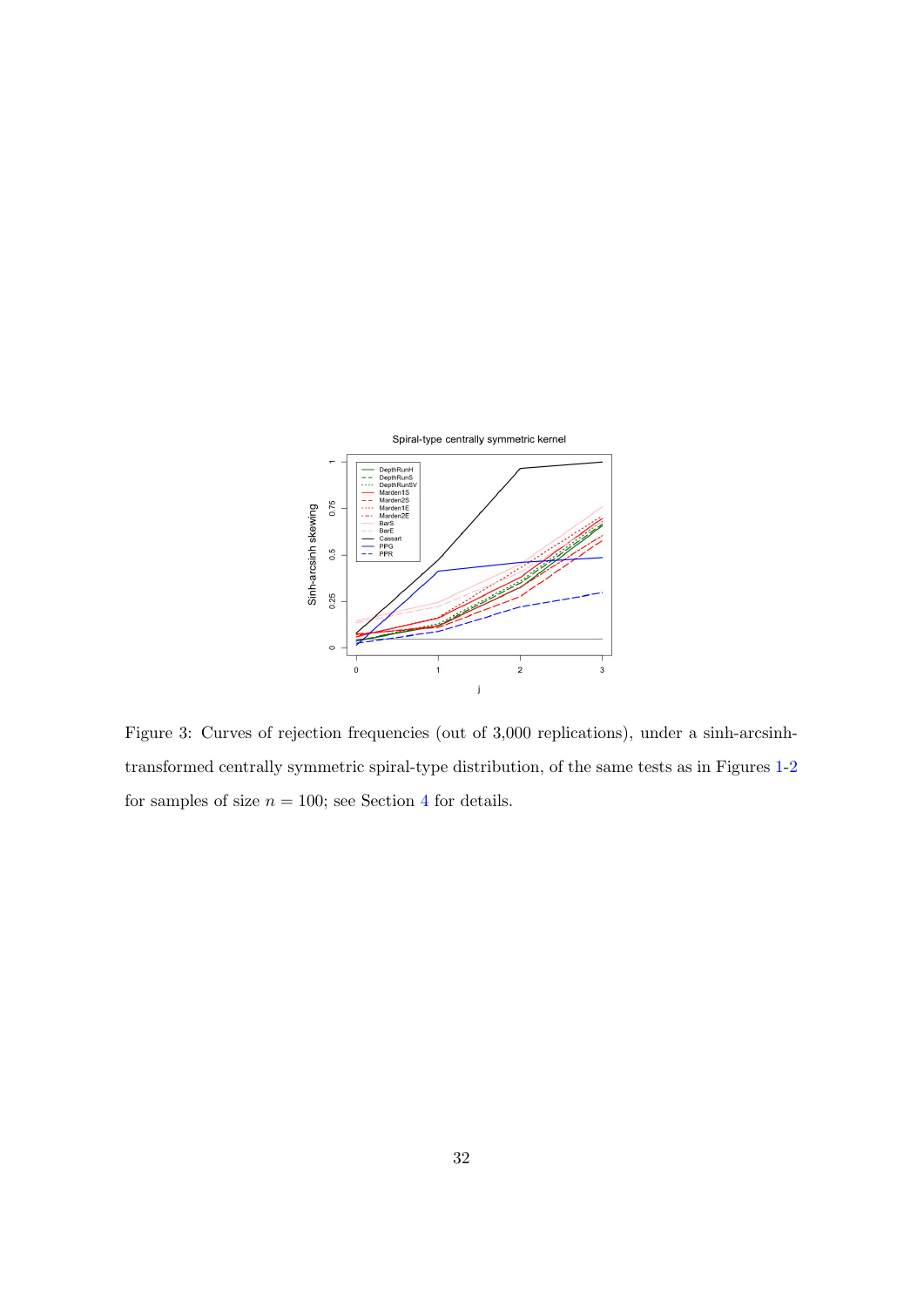Figure 3: Curves of rejection frequencies (out of 3,000 replications), under a sinh-arcsinh-transformed centrally symmetric spiral-type distribution, of the same tests as in Figures 1-2 for samples of size $n = 100$; see Section 4 for details.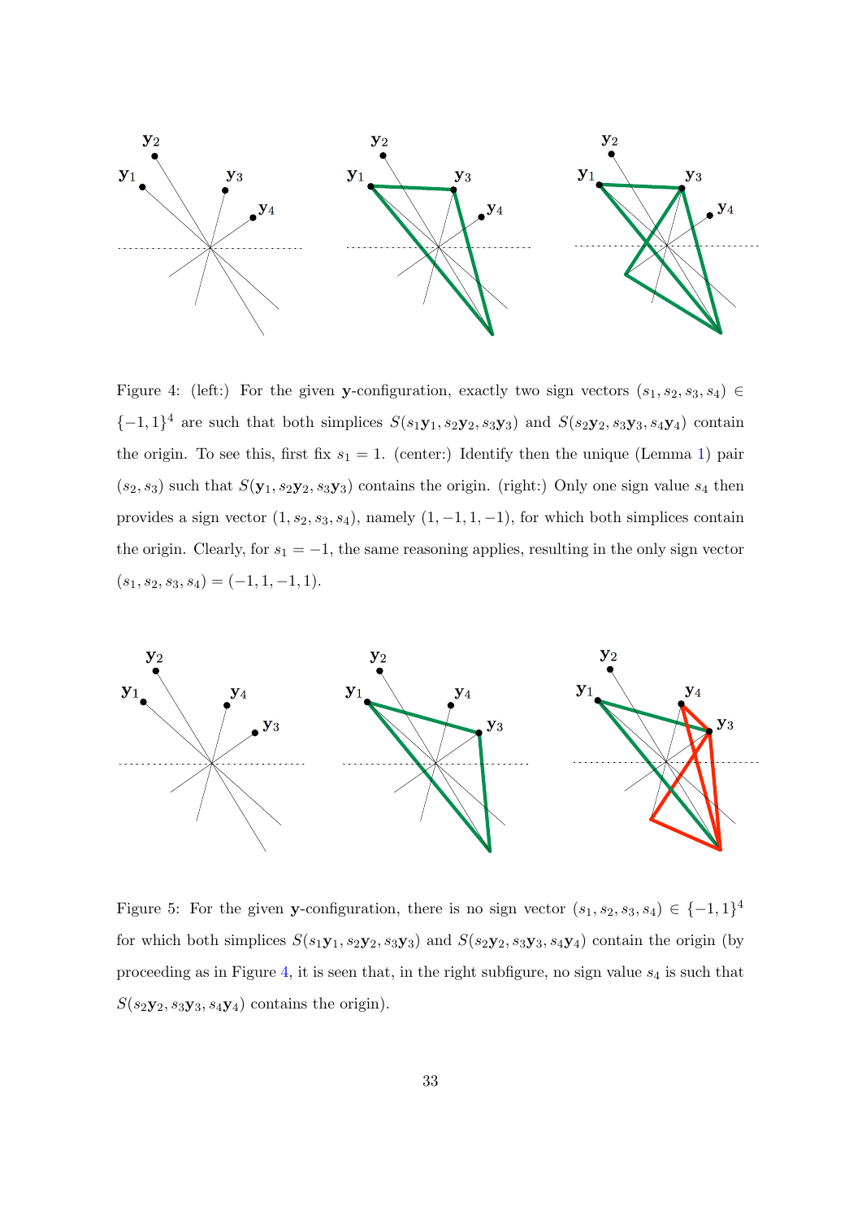Figure 4: (left:) For the given $\mathbf{y}$-configuration, exactly two sign vectors $(s_1, s_2, s_3, s_4) \in \{-1, 1\}^4$ are such that both simplices $S(s_1\mathbf{y}_1, s_2\mathbf{y}_2, s_3\mathbf{y}_3)$ and $S(s_2\mathbf{y}_2, s_3\mathbf{y}_3, s_4\mathbf{y}_4)$ contain the origin. To see this, first fix $s_1 = 1$. (center:) Identify then the unique (Lemma 1) pair $(s_2, s_3)$ such that $S(\mathbf{y}_1, s_2\mathbf{y}_2, s_3\mathbf{y}_3)$ contains the origin. (right:) Only one sign value $s_4$ then provides a sign vector $(1, s_2, s_3, s_4)$, namely $(1, -1, 1, -1)$, for which both simplices contain the origin. Clearly, for $s_1 = -1$, the same reasoning applies, resulting in the only sign vector $(s_1, s_2, s_3, s_4) = (-1, 1, -1, 1)$.

Figure 5: For the given $\mathbf{y}$-configuration, there is no sign vector $(s_1, s_2, s_3, s_4) \in \{-1, 1\}^4$ for which both simplices $S(s_1\mathbf{y}_1, s_2\mathbf{y}_2, s_3\mathbf{y}_3)$ and $S(s_2\mathbf{y}_2, s_3\mathbf{y}_3, s_4\mathbf{y}_4)$ contain the origin (by proceeding as in Figure 4, it is seen that, in the right subfigure, no sign value $s_4$ is such that $S(s_2\mathbf{y}_2, s_3\mathbf{y}_3, s_4\mathbf{y}_4)$ contains the origin).